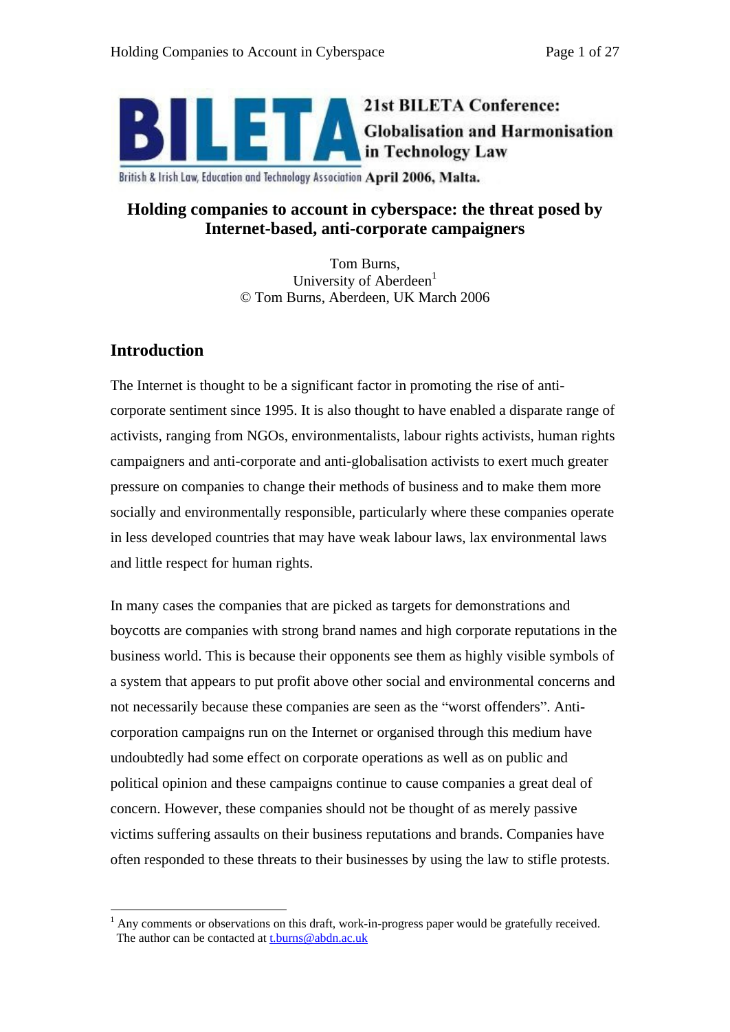21st BILETA Conference: Globalisation and Harmonisation in Technology Law

British & Irish Law, Education and Technology Association April 2006, Malta.

# Holding companies to account in cyberspace: the threat posed by Internet-based, anti-corporate campaigners

Tom Burns,
University of Aberdeen[1]
© Tom Burns, Aberdeen, UK March 2006

## Introduction

The Internet is thought to be a significant factor in promoting the rise of anti-corporate sentiment since 1995. It is also thought to have enabled a disparate range of activists, ranging from NGOs, environmentalists, labour rights activists, human rights campaigners and anti-corporate and anti-globalisation activists to exert much greater pressure on companies to change their methods of business and to make them more socially and environmentally responsible, particularly where these companies operate in less developed countries that may have weak labour laws, lax environmental laws and little respect for human rights.

In many cases the companies that are picked as targets for demonstrations and boycotts are companies with strong brand names and high corporate reputations in the business world. This is because their opponents see them as highly visible symbols of a system that appears to put profit above other social and environmental concerns and not necessarily because these companies are seen as the "worst offenders". Anti-corporation campaigns run on the Internet or organised through this medium have undoubtedly had some effect on corporate operations as well as on public and political opinion and these campaigns continue to cause companies a great deal of concern. However, these companies should not be thought of as merely passive victims suffering assaults on their business reputations and brands. Companies have often responded to these threats to their businesses by using the law to stifle protests.

---

[1] Any comments or observations on this draft, work-in-progress paper would be gratefully received. The author can be contacted at t.burns@abdn.ac.uk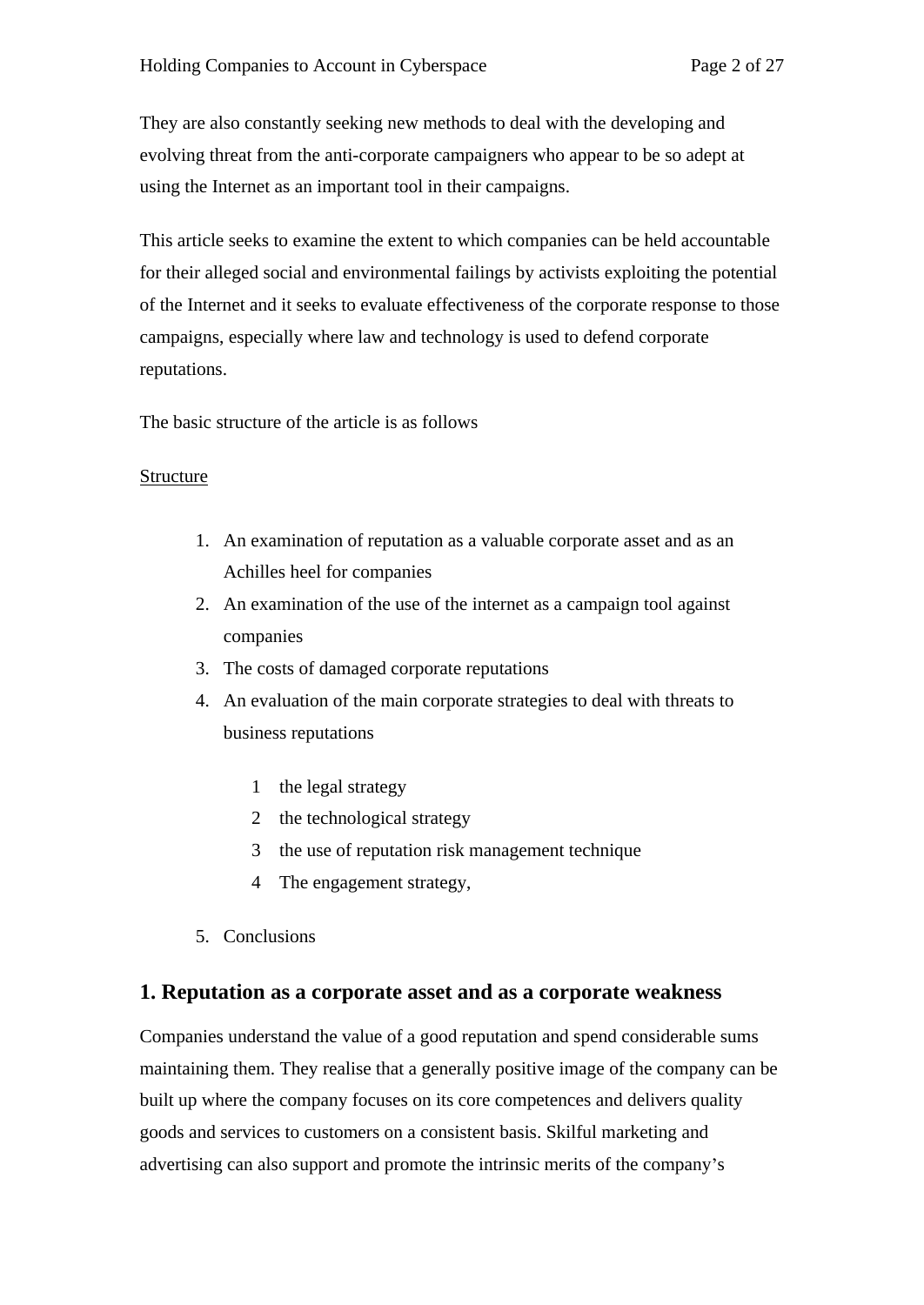They are also constantly seeking new methods to deal with the developing and evolving threat from the anti-corporate campaigners who appear to be so adept at using the Internet as an important tool in their campaigns.

This article seeks to examine the extent to which companies can be held accountable for their alleged social and environmental failings by activists exploiting the potential of the Internet and it seeks to evaluate effectiveness of the corporate response to those campaigns, especially where law and technology is used to defend corporate reputations.

The basic structure of the article is as follows

Structure

1. An examination of reputation as a valuable corporate asset and as an Achilles heel for companies
2. An examination of the use of the internet as a campaign tool against companies
3. The costs of damaged corporate reputations
4. An evaluation of the main corporate strategies to deal with threats to business reputations

    1 the legal strategy
    2 the technological strategy
    3 the use of reputation risk management technique
    4 The engagement strategy,

5. Conclusions

## 1. Reputation as a corporate asset and as a corporate weakness

Companies understand the value of a good reputation and spend considerable sums maintaining them. They realise that a generally positive image of the company can be built up where the company focuses on its core competences and delivers quality goods and services to customers on a consistent basis. Skilful marketing and advertising can also support and promote the intrinsic merits of the company's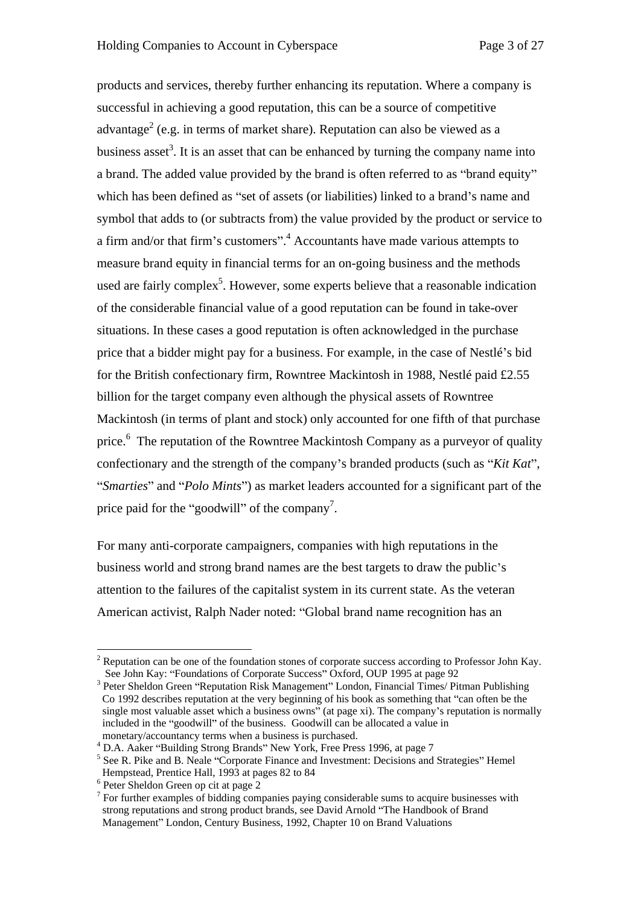products and services, thereby further enhancing its reputation. Where a company is successful in achieving a good reputation, this can be a source of competitive advantage[2] (e.g. in terms of market share). Reputation can also be viewed as a business asset[3]. It is an asset that can be enhanced by turning the company name into a brand. The added value provided by the brand is often referred to as "brand equity" which has been defined as "set of assets (or liabilities) linked to a brand's name and symbol that adds to (or subtracts from) the value provided by the product or service to a firm and/or that firm's customers".[4] Accountants have made various attempts to measure brand equity in financial terms for an on-going business and the methods used are fairly complex[5]. However, some experts believe that a reasonable indication of the considerable financial value of a good reputation can be found in take-over situations. In these cases a good reputation is often acknowledged in the purchase price that a bidder might pay for a business. For example, in the case of Nestlé's bid for the British confectionary firm, Rowntree Mackintosh in 1988, Nestlé paid £2.55 billion for the target company even although the physical assets of Rowntree Mackintosh (in terms of plant and stock) only accounted for one fifth of that purchase price.[6] The reputation of the Rowntree Mackintosh Company as a purveyor of quality confectionary and the strength of the company's branded products (such as "*Kit Kat*", "*Smarties*" and "*Polo Mints*") as market leaders accounted for a significant part of the price paid for the "goodwill" of the company[7].

For many anti-corporate campaigners, companies with high reputations in the business world and strong brand names are the best targets to draw the public's attention to the failures of the capitalist system in its current state. As the veteran American activist, Ralph Nader noted: "Global brand name recognition has an

---

[2] Reputation can be one of the foundation stones of corporate success according to Professor John Kay. See John Kay: "Foundations of Corporate Success" Oxford, OUP 1995 at page 92

[3] Peter Sheldon Green "Reputation Risk Management" London, Financial Times/ Pitman Publishing Co 1992 describes reputation at the very beginning of his book as something that "can often be the single most valuable asset which a business owns" (at page xi). The company's reputation is normally included in the "goodwill" of the business. Goodwill can be allocated a value in monetary/accountancy terms when a business is purchased.

[4] D.A. Aaker "Building Strong Brands" New York, Free Press 1996, at page 7

[5] See R. Pike and B. Neale "Corporate Finance and Investment: Decisions and Strategies" Hemel Hempstead, Prentice Hall, 1993 at pages 82 to 84

[6] Peter Sheldon Green op cit at page 2

[7] For further examples of bidding companies paying considerable sums to acquire businesses with strong reputations and strong product brands, see David Arnold "The Handbook of Brand Management" London, Century Business, 1992, Chapter 10 on Brand Valuations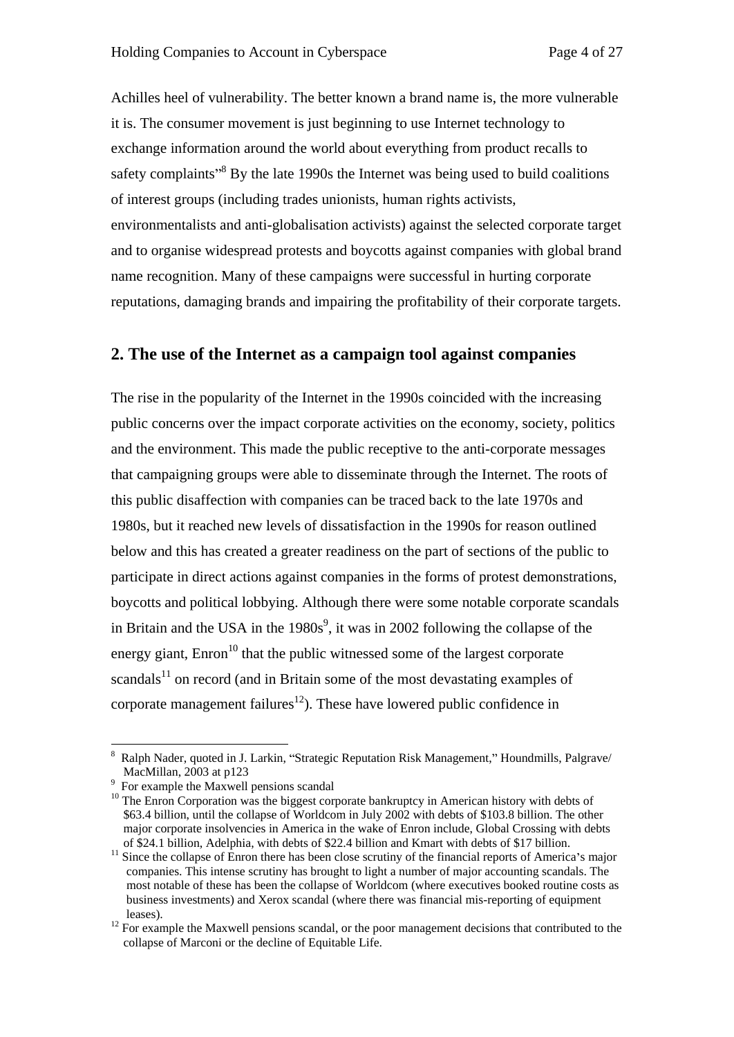Achilles heel of vulnerability. The better known a brand name is, the more vulnerable it is. The consumer movement is just beginning to use Internet technology to exchange information around the world about everything from product recalls to safety complaints"[8] By the late 1990s the Internet was being used to build coalitions of interest groups (including trades unionists, human rights activists, environmentalists and anti-globalisation activists) against the selected corporate target and to organise widespread protests and boycotts against companies with global brand name recognition. Many of these campaigns were successful in hurting corporate reputations, damaging brands and impairing the profitability of their corporate targets.

## 2. The use of the Internet as a campaign tool against companies

The rise in the popularity of the Internet in the 1990s coincided with the increasing public concerns over the impact corporate activities on the economy, society, politics and the environment. This made the public receptive to the anti-corporate messages that campaigning groups were able to disseminate through the Internet. The roots of this public disaffection with companies can be traced back to the late 1970s and 1980s, but it reached new levels of dissatisfaction in the 1990s for reason outlined below and this has created a greater readiness on the part of sections of the public to participate in direct actions against companies in the forms of protest demonstrations, boycotts and political lobbying. Although there were some notable corporate scandals in Britain and the USA in the 1980s[9], it was in 2002 following the collapse of the energy giant, Enron[10] that the public witnessed some of the largest corporate scandals[11] on record (and in Britain some of the most devastating examples of corporate management failures[12]). These have lowered public confidence in

---

[8] Ralph Nader, quoted in J. Larkin, "Strategic Reputation Risk Management," Houndmills, Palgrave/ MacMillan, 2003 at p123

[9] For example the Maxwell pensions scandal

[10] The Enron Corporation was the biggest corporate bankruptcy in American history with debts of $63.4 billion, until the collapse of Worldcom in July 2002 with debts of $103.8 billion. The other major corporate insolvencies in America in the wake of Enron include, Global Crossing with debts of $24.1 billion, Adelphia, with debts of $22.4 billion and Kmart with debts of $17 billion.

[11] Since the collapse of Enron there has been close scrutiny of the financial reports of America's major companies. This intense scrutiny has brought to light a number of major accounting scandals. The most notable of these has been the collapse of Worldcom (where executives booked routine costs as business investments) and Xerox scandal (where there was financial mis-reporting of equipment leases).

[12] For example the Maxwell pensions scandal, or the poor management decisions that contributed to the collapse of Marconi or the decline of Equitable Life.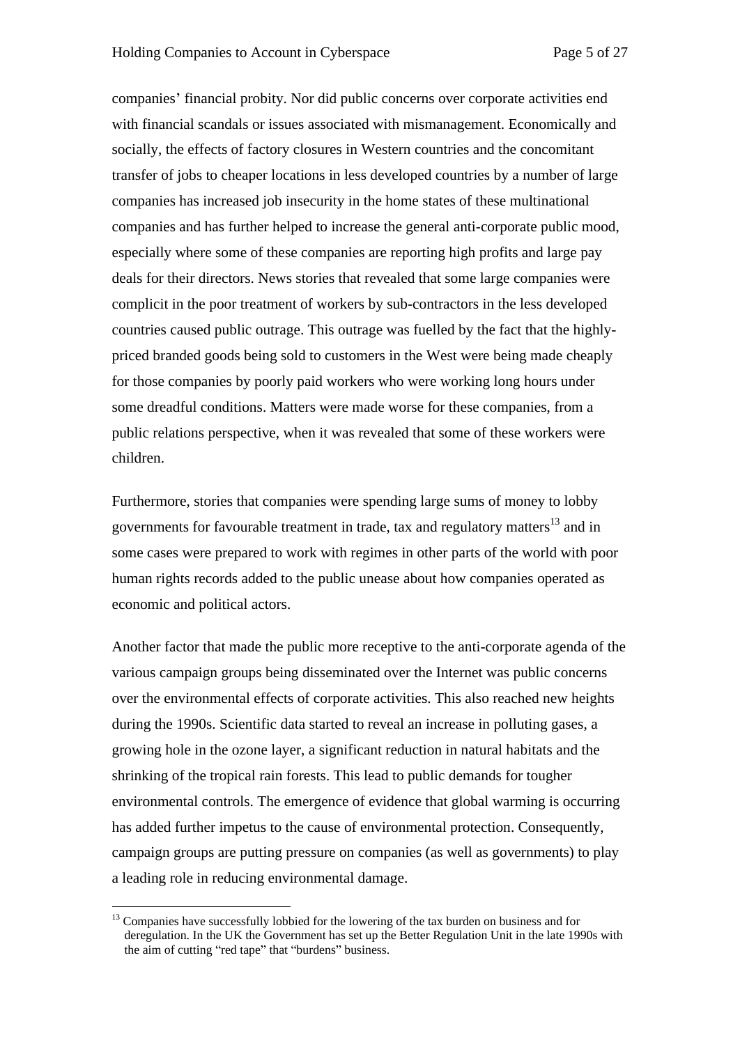companies' financial probity. Nor did public concerns over corporate activities end with financial scandals or issues associated with mismanagement. Economically and socially, the effects of factory closures in Western countries and the concomitant transfer of jobs to cheaper locations in less developed countries by a number of large companies has increased job insecurity in the home states of these multinational companies and has further helped to increase the general anti-corporate public mood, especially where some of these companies are reporting high profits and large pay deals for their directors. News stories that revealed that some large companies were complicit in the poor treatment of workers by sub-contractors in the less developed countries caused public outrage. This outrage was fuelled by the fact that the highly-priced branded goods being sold to customers in the West were being made cheaply for those companies by poorly paid workers who were working long hours under some dreadful conditions. Matters were made worse for these companies, from a public relations perspective, when it was revealed that some of these workers were children.

Furthermore, stories that companies were spending large sums of money to lobby governments for favourable treatment in trade, tax and regulatory matters[13] and in some cases were prepared to work with regimes in other parts of the world with poor human rights records added to the public unease about how companies operated as economic and political actors.

Another factor that made the public more receptive to the anti-corporate agenda of the various campaign groups being disseminated over the Internet was public concerns over the environmental effects of corporate activities. This also reached new heights during the 1990s. Scientific data started to reveal an increase in polluting gases, a growing hole in the ozone layer, a significant reduction in natural habitats and the shrinking of the tropical rain forests. This lead to public demands for tougher environmental controls. The emergence of evidence that global warming is occurring has added further impetus to the cause of environmental protection. Consequently, campaign groups are putting pressure on companies (as well as governments) to play a leading role in reducing environmental damage.

[13] Companies have successfully lobbied for the lowering of the tax burden on business and for deregulation. In the UK the Government has set up the Better Regulation Unit in the late 1990s with the aim of cutting "red tape" that "burdens" business.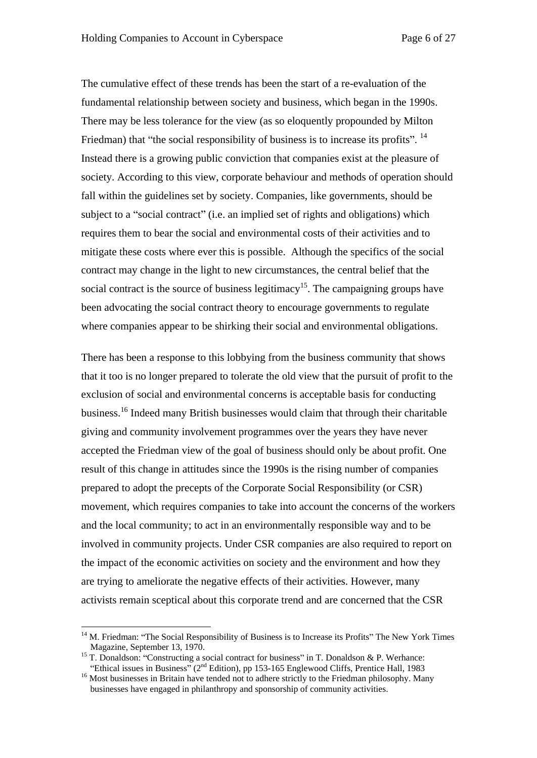The cumulative effect of these trends has been the start of a re-evaluation of the fundamental relationship between society and business, which began in the 1990s. There may be less tolerance for the view (as so eloquently propounded by Milton Friedman) that "the social responsibility of business is to increase its profits". [14] Instead there is a growing public conviction that companies exist at the pleasure of society. According to this view, corporate behaviour and methods of operation should fall within the guidelines set by society. Companies, like governments, should be subject to a "social contract" (i.e. an implied set of rights and obligations) which requires them to bear the social and environmental costs of their activities and to mitigate these costs where ever this is possible. Although the specifics of the social contract may change in the light to new circumstances, the central belief that the social contract is the source of business legitimacy[15]. The campaigning groups have been advocating the social contract theory to encourage governments to regulate where companies appear to be shirking their social and environmental obligations.

There has been a response to this lobbying from the business community that shows that it too is no longer prepared to tolerate the old view that the pursuit of profit to the exclusion of social and environmental concerns is acceptable basis for conducting business.[16] Indeed many British businesses would claim that through their charitable giving and community involvement programmes over the years they have never accepted the Friedman view of the goal of business should only be about profit. One result of this change in attitudes since the 1990s is the rising number of companies prepared to adopt the precepts of the Corporate Social Responsibility (or CSR) movement, which requires companies to take into account the concerns of the workers and the local community; to act in an environmentally responsible way and to be involved in community projects. Under CSR companies are also required to report on the impact of the economic activities on society and the environment and how they are trying to ameliorate the negative effects of their activities. However, many activists remain sceptical about this corporate trend and are concerned that the CSR

---

[14] M. Friedman: "The Social Responsibility of Business is to Increase its Profits" The New York Times Magazine, September 13, 1970.

[15] T. Donaldson: "Constructing a social contract for business" in T. Donaldson & P. Werhance: "Ethical issues in Business" (2nd Edition), pp 153-165 Englewood Cliffs, Prentice Hall, 1983

[16] Most businesses in Britain have tended not to adhere strictly to the Friedman philosophy. Many businesses have engaged in philanthropy and sponsorship of community activities.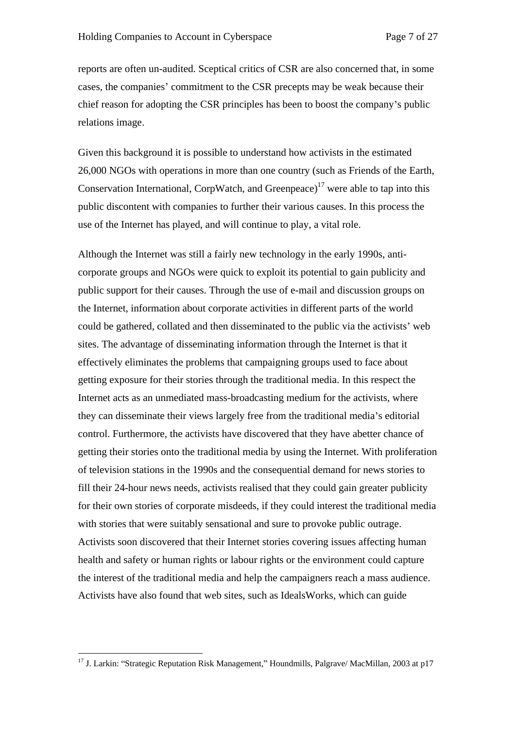reports are often un-audited. Sceptical critics of CSR are also concerned that, in some cases, the companies' commitment to the CSR precepts may be weak because their chief reason for adopting the CSR principles has been to boost the company's public relations image.

Given this background it is possible to understand how activists in the estimated 26,000 NGOs with operations in more than one country (such as Friends of the Earth, Conservation International, CorpWatch, and Greenpeace)[17] were able to tap into this public discontent with companies to further their various causes. In this process the use of the Internet has played, and will continue to play, a vital role.

Although the Internet was still a fairly new technology in the early 1990s, anti-corporate groups and NGOs were quick to exploit its potential to gain publicity and public support for their causes. Through the use of e-mail and discussion groups on the Internet, information about corporate activities in different parts of the world could be gathered, collated and then disseminated to the public via the activists' web sites. The advantage of disseminating information through the Internet is that it effectively eliminates the problems that campaigning groups used to face about getting exposure for their stories through the traditional media. In this respect the Internet acts as an unmediated mass-broadcasting medium for the activists, where they can disseminate their views largely free from the traditional media's editorial control. Furthermore, the activists have discovered that they have abetter chance of getting their stories onto the traditional media by using the Internet. With proliferation of television stations in the 1990s and the consequential demand for news stories to fill their 24-hour news needs, activists realised that they could gain greater publicity for their own stories of corporate misdeeds, if they could interest the traditional media with stories that were suitably sensational and sure to provoke public outrage. Activists soon discovered that their Internet stories covering issues affecting human health and safety or human rights or labour rights or the environment could capture the interest of the traditional media and help the campaigners reach a mass audience. Activists have also found that web sites, such as IdealsWorks, which can guide

---

[17] J. Larkin: "Strategic Reputation Risk Management," Houndmills, Palgrave/ MacMillan, 2003 at p17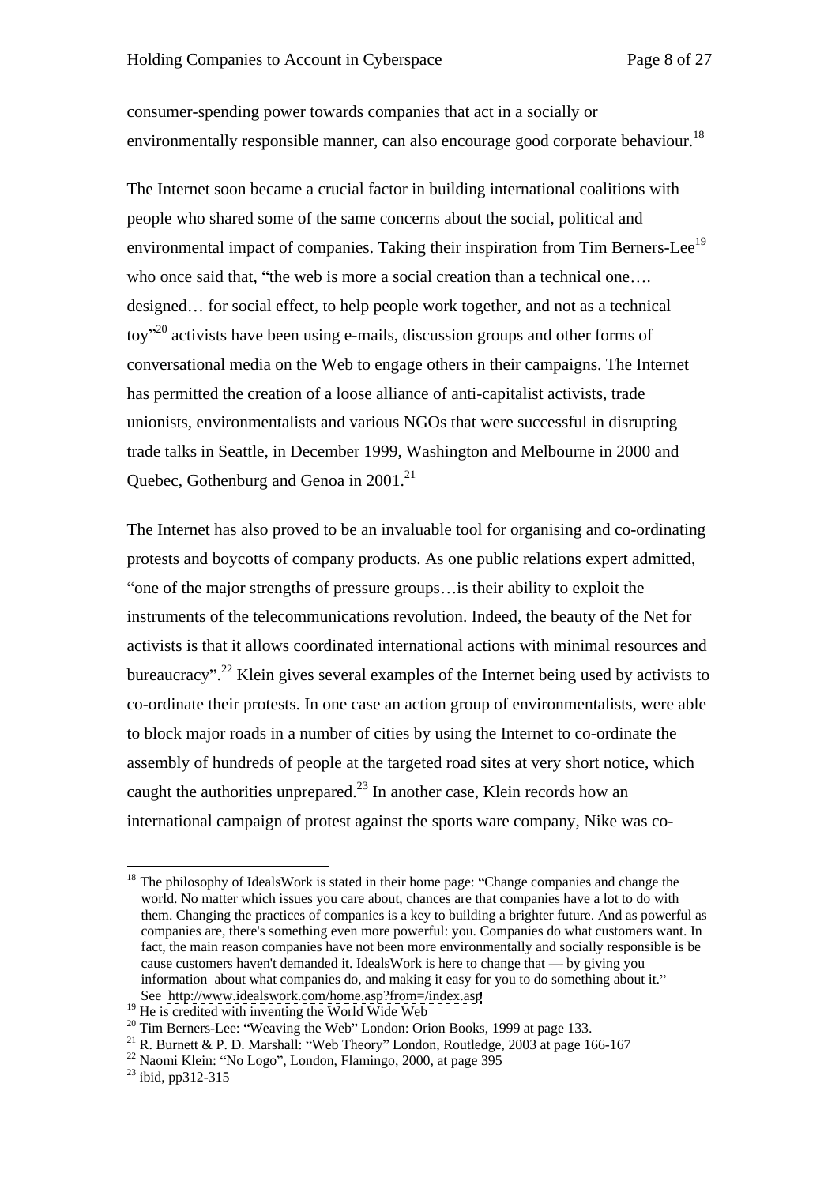consumer-spending power towards companies that act in a socially or environmentally responsible manner, can also encourage good corporate behaviour.[18]

The Internet soon became a crucial factor in building international coalitions with people who shared some of the same concerns about the social, political and environmental impact of companies. Taking their inspiration from Tim Berners-Lee[19] who once said that, "the web is more a social creation than a technical one…. designed… for social effect, to help people work together, and not as a technical toy"[20] activists have been using e-mails, discussion groups and other forms of conversational media on the Web to engage others in their campaigns. The Internet has permitted the creation of a loose alliance of anti-capitalist activists, trade unionists, environmentalists and various NGOs that were successful in disrupting trade talks in Seattle, in December 1999, Washington and Melbourne in 2000 and Quebec, Gothenburg and Genoa in 2001.[21]

The Internet has also proved to be an invaluable tool for organising and co-ordinating protests and boycotts of company products. As one public relations expert admitted, "one of the major strengths of pressure groups…is their ability to exploit the instruments of the telecommunications revolution. Indeed, the beauty of the Net for activists is that it allows coordinated international actions with minimal resources and bureaucracy".[22] Klein gives several examples of the Internet being used by activists to co-ordinate their protests. In one case an action group of environmentalists, were able to block major roads in a number of cities by using the Internet to co-ordinate the assembly of hundreds of people at the targeted road sites at very short notice, which caught the authorities unprepared.[23] In another case, Klein records how an international campaign of protest against the sports ware company, Nike was co-

---

[18] The philosophy of IdealsWork is stated in their home page: "Change companies and change the world. No matter which issues you care about, chances are that companies have a lot to do with them. Changing the practices of companies is a key to building a brighter future. And as powerful as companies are, there's something even more powerful: you. Companies do what customers want. In fact, the main reason companies have not been more environmentally and socially responsible is be cause customers haven't demanded it. IdealsWork is here to change that — by giving you information about what companies do, and making it easy for you to do something about it." See http://www.idealswork.com/home.asp?from=/index.asp

[19] He is credited with inventing the World Wide Web

[20] Tim Berners-Lee: "Weaving the Web" London: Orion Books, 1999 at page 133.

[21] R. Burnett & P. D. Marshall: "Web Theory" London, Routledge, 2003 at page 166-167

[22] Naomi Klein: "No Logo", London, Flamingo, 2000, at page 395

[23] ibid, pp312-315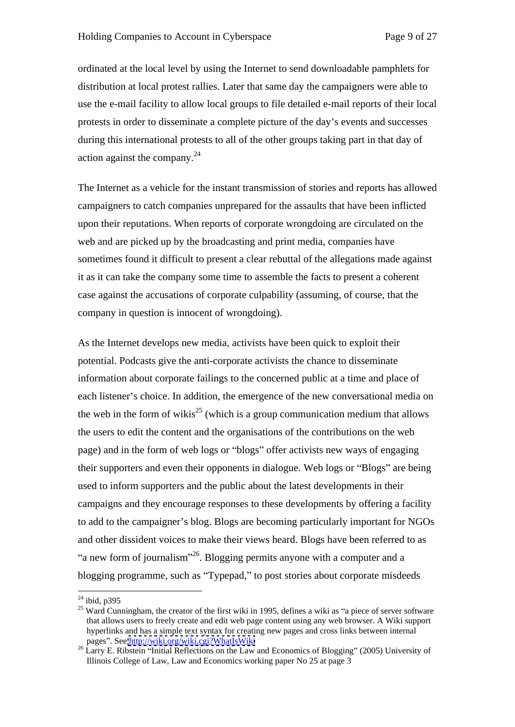ordinated at the local level by using the Internet to send downloadable pamphlets for distribution at local protest rallies. Later that same day the campaigners were able to use the e-mail facility to allow local groups to file detailed e-mail reports of their local protests in order to disseminate a complete picture of the day's events and successes during this international protests to all of the other groups taking part in that day of action against the company.[24]

The Internet as a vehicle for the instant transmission of stories and reports has allowed campaigners to catch companies unprepared for the assaults that have been inflicted upon their reputations. When reports of corporate wrongdoing are circulated on the web and are picked up by the broadcasting and print media, companies have sometimes found it difficult to present a clear rebuttal of the allegations made against it as it can take the company some time to assemble the facts to present a coherent case against the accusations of corporate culpability (assuming, of course, that the company in question is innocent of wrongdoing).

As the Internet develops new media, activists have been quick to exploit their potential. Podcasts give the anti-corporate activists the chance to disseminate information about corporate failings to the concerned public at a time and place of each listener's choice. In addition, the emergence of the new conversational media on the web in the form of wikis[25] (which is a group communication medium that allows the users to edit the content and the organisations of the contributions on the web page) and in the form of web logs or "blogs" offer activists new ways of engaging their supporters and even their opponents in dialogue. Web logs or "Blogs" are being used to inform supporters and the public about the latest developments in their campaigns and they encourage responses to these developments by offering a facility to add to the campaigner's blog. Blogs are becoming particularly important for NGOs and other dissident voices to make their views heard. Blogs have been referred to as "a new form of journalism"[26]. Blogging permits anyone with a computer and a blogging programme, such as "Typepad," to post stories about corporate misdeeds

---

[24] ibid, p395

[25] Ward Cunningham, the creator of the first wiki in 1995, defines a wiki as "a piece of server software that allows users to freely create and edit web page content using any web browser. A Wiki support hyperlinks and has a simple text syntax for creating new pages and cross links between internal pages". See http://wiki.org/wiki.cgi?WhatIsWiki

[26] Larry E. Ribstein "Initial Reflections on the Law and Economics of Blogging" (2005) University of Illinois College of Law, Law and Economics working paper No 25 at page 3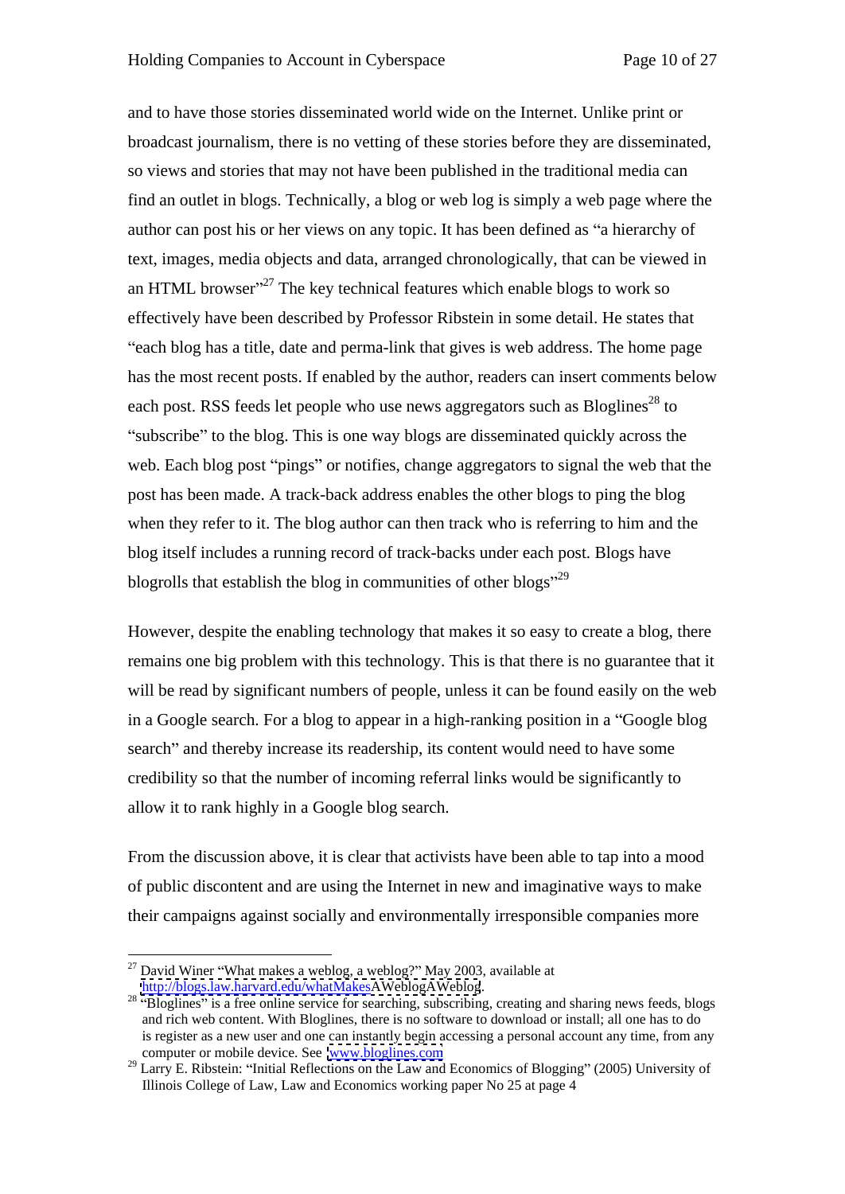and to have those stories disseminated world wide on the Internet. Unlike print or broadcast journalism, there is no vetting of these stories before they are disseminated, so views and stories that may not have been published in the traditional media can find an outlet in blogs. Technically, a blog or web log is simply a web page where the author can post his or her views on any topic. It has been defined as "a hierarchy of text, images, media objects and data, arranged chronologically, that can be viewed in an HTML browser"[27] The key technical features which enable blogs to work so effectively have been described by Professor Ribstein in some detail. He states that "each blog has a title, date and perma-link that gives is web address. The home page has the most recent posts. If enabled by the author, readers can insert comments below each post. RSS feeds let people who use news aggregators such as Bloglines[28] to "subscribe" to the blog. This is one way blogs are disseminated quickly across the web. Each blog post "pings" or notifies, change aggregators to signal the web that the post has been made. A track-back address enables the other blogs to ping the blog when they refer to it. The blog author can then track who is referring to him and the blog itself includes a running record of track-backs under each post. Blogs have blogrolls that establish the blog in communities of other blogs"[29]

However, despite the enabling technology that makes it so easy to create a blog, there remains one big problem with this technology. This is that there is no guarantee that it will be read by significant numbers of people, unless it can be found easily on the web in a Google search. For a blog to appear in a high-ranking position in a "Google blog search" and thereby increase its readership, its content would need to have some credibility so that the number of incoming referral links would be significantly to allow it to rank highly in a Google blog search.

From the discussion above, it is clear that activists have been able to tap into a mood of public discontent and are using the Internet in new and imaginative ways to make their campaigns against socially and environmentally irresponsible companies more

---

[27] David Winer "What makes a weblog, a weblog?" May 2003, available at http://blogs.law.harvard.edu/whatMakesAWeblogAWeblog.

[28] "Bloglines" is a free online service for searching, subscribing, creating and sharing news feeds, blogs and rich web content. With Bloglines, there is no software to download or install; all one has to do is register as a new user and one can instantly begin accessing a personal account any time, from any computer or mobile device. See www.bloglines.com

[29] Larry E. Ribstein: "Initial Reflections on the Law and Economics of Blogging" (2005) University of Illinois College of Law, Law and Economics working paper No 25 at page 4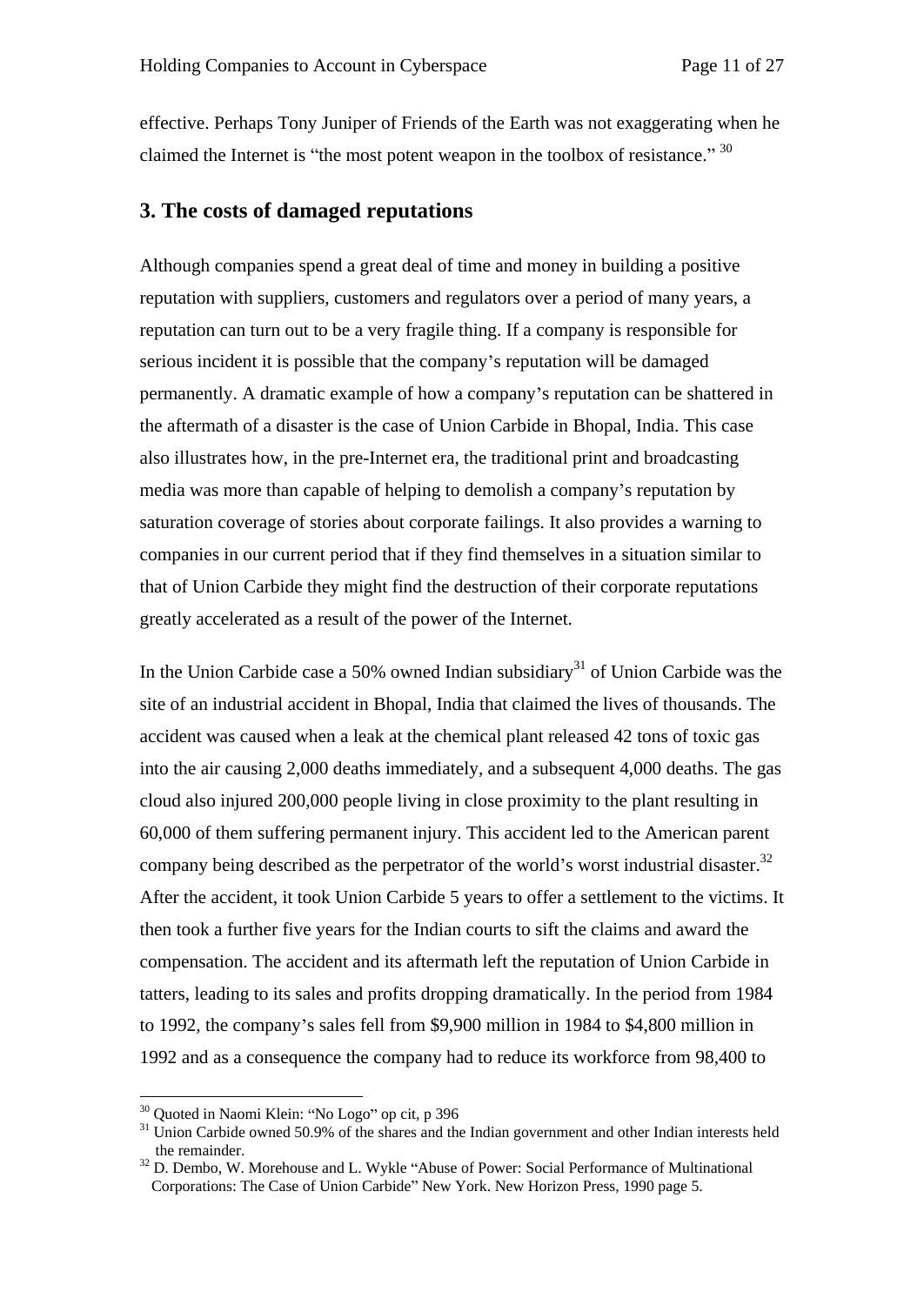effective. Perhaps Tony Juniper of Friends of the Earth was not exaggerating when he claimed the Internet is "the most potent weapon in the toolbox of resistance." [30]

## 3. The costs of damaged reputations

Although companies spend a great deal of time and money in building a positive reputation with suppliers, customers and regulators over a period of many years, a reputation can turn out to be a very fragile thing. If a company is responsible for serious incident it is possible that the company's reputation will be damaged permanently. A dramatic example of how a company's reputation can be shattered in the aftermath of a disaster is the case of Union Carbide in Bhopal, India. This case also illustrates how, in the pre-Internet era, the traditional print and broadcasting media was more than capable of helping to demolish a company's reputation by saturation coverage of stories about corporate failings. It also provides a warning to companies in our current period that if they find themselves in a situation similar to that of Union Carbide they might find the destruction of their corporate reputations greatly accelerated as a result of the power of the Internet.

In the Union Carbide case a 50% owned Indian subsidiary[31] of Union Carbide was the site of an industrial accident in Bhopal, India that claimed the lives of thousands. The accident was caused when a leak at the chemical plant released 42 tons of toxic gas into the air causing 2,000 deaths immediately, and a subsequent 4,000 deaths. The gas cloud also injured 200,000 people living in close proximity to the plant resulting in 60,000 of them suffering permanent injury. This accident led to the American parent company being described as the perpetrator of the world's worst industrial disaster.[32] After the accident, it took Union Carbide 5 years to offer a settlement to the victims. It then took a further five years for the Indian courts to sift the claims and award the compensation. The accident and its aftermath left the reputation of Union Carbide in tatters, leading to its sales and profits dropping dramatically. In the period from 1984 to 1992, the company's sales fell from $9,900 million in 1984 to $4,800 million in 1992 and as a consequence the company had to reduce its workforce from 98,400 to

---

[30] Quoted in Naomi Klein: "No Logo" op cit, p 396

[31] Union Carbide owned 50.9% of the shares and the Indian government and other Indian interests held the remainder.

[32] D. Dembo, W. Morehouse and L. Wykle "Abuse of Power: Social Performance of Multinational Corporations: The Case of Union Carbide" New York. New Horizon Press, 1990 page 5.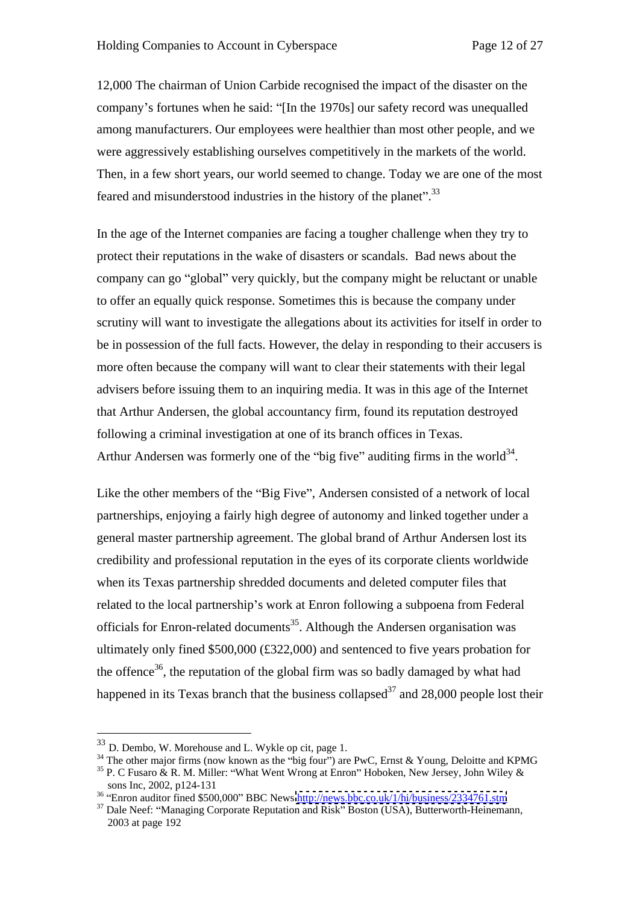12,000 The chairman of Union Carbide recognised the impact of the disaster on the company's fortunes when he said: "[In the 1970s] our safety record was unequalled among manufacturers. Our employees were healthier than most other people, and we were aggressively establishing ourselves competitively in the markets of the world. Then, in a few short years, our world seemed to change. Today we are one of the most feared and misunderstood industries in the history of the planet".[33]

In the age of the Internet companies are facing a tougher challenge when they try to protect their reputations in the wake of disasters or scandals. Bad news about the company can go "global" very quickly, but the company might be reluctant or unable to offer an equally quick response. Sometimes this is because the company under scrutiny will want to investigate the allegations about its activities for itself in order to be in possession of the full facts. However, the delay in responding to their accusers is more often because the company will want to clear their statements with their legal advisers before issuing them to an inquiring media. It was in this age of the Internet that Arthur Andersen, the global accountancy firm, found its reputation destroyed following a criminal investigation at one of its branch offices in Texas.
Arthur Andersen was formerly one of the "big five" auditing firms in the world[34].

Like the other members of the "Big Five", Andersen consisted of a network of local partnerships, enjoying a fairly high degree of autonomy and linked together under a general master partnership agreement. The global brand of Arthur Andersen lost its credibility and professional reputation in the eyes of its corporate clients worldwide when its Texas partnership shredded documents and deleted computer files that related to the local partnership's work at Enron following a subpoena from Federal officials for Enron-related documents[35]. Although the Andersen organisation was ultimately only fined $500,000 (£322,000) and sentenced to five years probation for the offence[36], the reputation of the global firm was so badly damaged by what had happened in its Texas branch that the business collapsed[37] and 28,000 people lost their

---

[33] D. Dembo, W. Morehouse and L. Wykle op cit, page 1.

[34] The other major firms (now known as the "big four") are PwC, Ernst & Young, Deloitte and KPMG

[35] P. C Fusaro & R. M. Miller: "What Went Wrong at Enron" Hoboken, New Jersey, John Wiley & sons Inc, 2002, p124-131

[36] "Enron auditor fined $500,000" BBC News http://news.bbc.co.uk/1/hi/business/2334761.stm

[37] Dale Neef: "Managing Corporate Reputation and Risk" Boston (USA), Butterworth-Heinemann, 2003 at page 192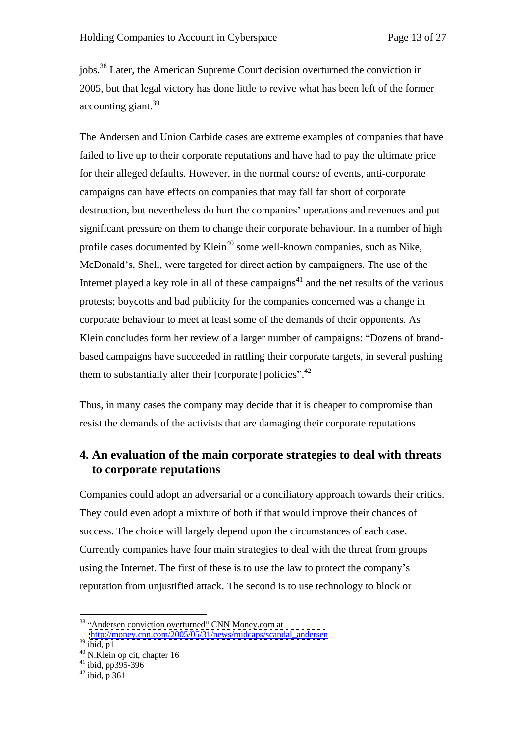jobs.[38] Later, the American Supreme Court decision overturned the conviction in 2005, but that legal victory has done little to revive what has been left of the former accounting giant.[39]

The Andersen and Union Carbide cases are extreme examples of companies that have failed to live up to their corporate reputations and have had to pay the ultimate price for their alleged defaults. However, in the normal course of events, anti-corporate campaigns can have effects on companies that may fall far short of corporate destruction, but nevertheless do hurt the companies' operations and revenues and put significant pressure on them to change their corporate behaviour. In a number of high profile cases documented by Klein[40] some well-known companies, such as Nike, McDonald's, Shell, were targeted for direct action by campaigners. The use of the Internet played a key role in all of these campaigns[41] and the net results of the various protests; boycotts and bad publicity for the companies concerned was a change in corporate behaviour to meet at least some of the demands of their opponents. As Klein concludes form her review of a larger number of campaigns: "Dozens of brand-based campaigns have succeeded in rattling their corporate targets, in several pushing them to substantially alter their [corporate] policies".[42]

Thus, in many cases the company may decide that it is cheaper to compromise than resist the demands of the activists that are damaging their corporate reputations

## 4. An evaluation of the main corporate strategies to deal with threats to corporate reputations

Companies could adopt an adversarial or a conciliatory approach towards their critics. They could even adopt a mixture of both if that would improve their chances of success. The choice will largely depend upon the circumstances of each case. Currently companies have four main strategies to deal with the threat from groups using the Internet. The first of these is to use the law to protect the company's reputation from unjustified attack. The second is to use technology to block or

---

[38] "Andersen conviction overturned" CNN Money.com at http://money.cnn.com/2005/05/31/news/midcaps/scandal_andersen

[39] ibid, p1

[40] N.Klein op cit, chapter 16

[41] ibid, pp395-396

[42] ibid, p 361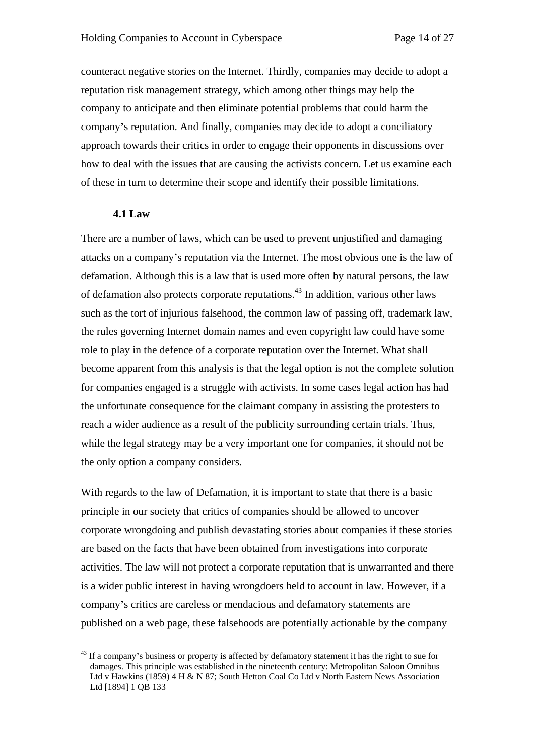counteract negative stories on the Internet. Thirdly, companies may decide to adopt a reputation risk management strategy, which among other things may help the company to anticipate and then eliminate potential problems that could harm the company's reputation. And finally, companies may decide to adopt a conciliatory approach towards their critics in order to engage their opponents in discussions over how to deal with the issues that are causing the activists concern. Let us examine each of these in turn to determine their scope and identify their possible limitations.

### 4.1 Law

There are a number of laws, which can be used to prevent unjustified and damaging attacks on a company's reputation via the Internet. The most obvious one is the law of defamation. Although this is a law that is used more often by natural persons, the law of defamation also protects corporate reputations.[43] In addition, various other laws such as the tort of injurious falsehood, the common law of passing off, trademark law, the rules governing Internet domain names and even copyright law could have some role to play in the defence of a corporate reputation over the Internet. What shall become apparent from this analysis is that the legal option is not the complete solution for companies engaged is a struggle with activists. In some cases legal action has had the unfortunate consequence for the claimant company in assisting the protesters to reach a wider audience as a result of the publicity surrounding certain trials. Thus, while the legal strategy may be a very important one for companies, it should not be the only option a company considers.

With regards to the law of Defamation, it is important to state that there is a basic principle in our society that critics of companies should be allowed to uncover corporate wrongdoing and publish devastating stories about companies if these stories are based on the facts that have been obtained from investigations into corporate activities. The law will not protect a corporate reputation that is unwarranted and there is a wider public interest in having wrongdoers held to account in law. However, if a company's critics are careless or mendacious and defamatory statements are published on a web page, these falsehoods are potentially actionable by the company

---

[43] If a company's business or property is affected by defamatory statement it has the right to sue for damages. This principle was established in the nineteenth century: Metropolitan Saloon Omnibus Ltd v Hawkins (1859) 4 H & N 87; South Hetton Coal Co Ltd v North Eastern News Association Ltd [1894] 1 QB 133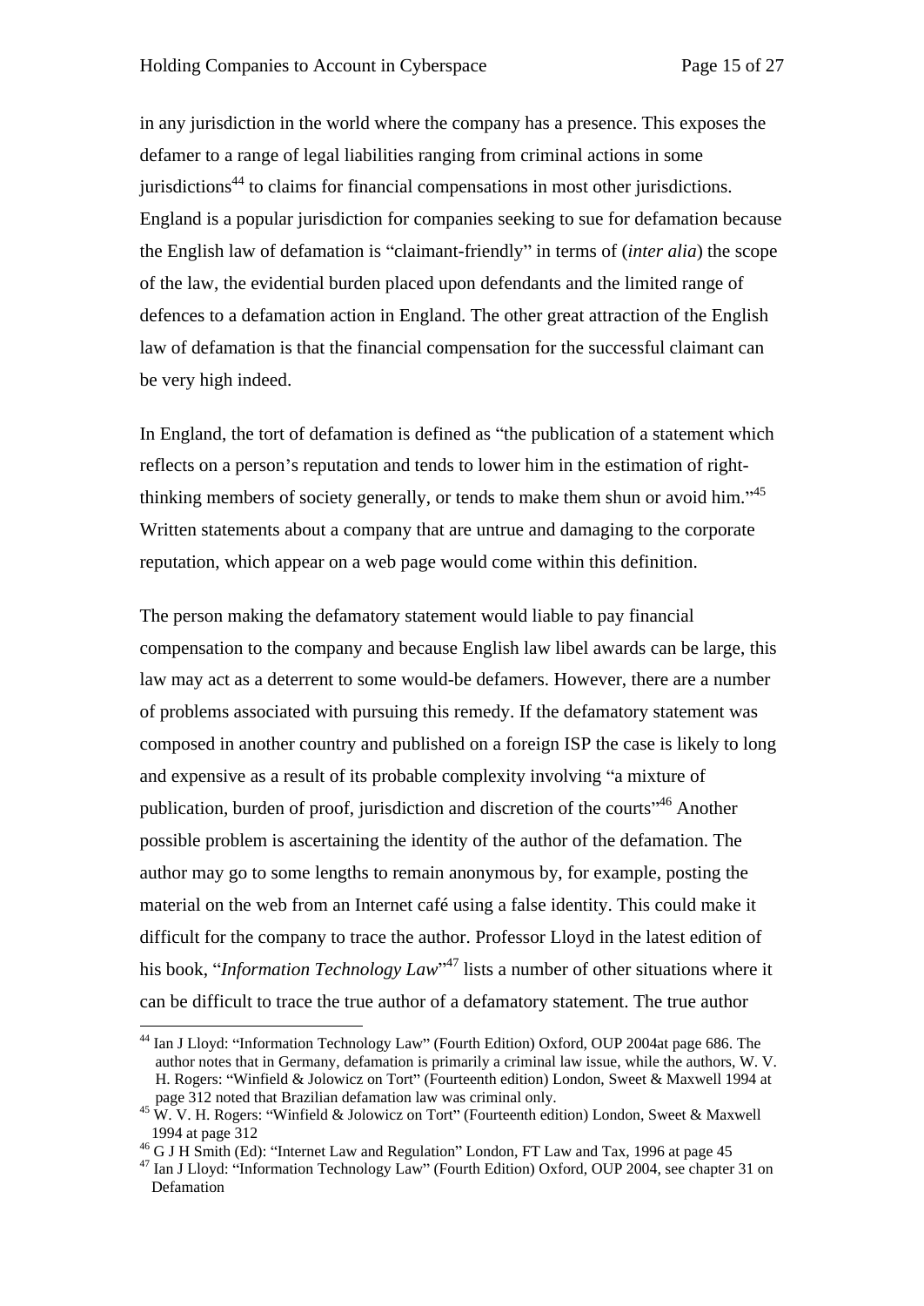in any jurisdiction in the world where the company has a presence. This exposes the defamer to a range of legal liabilities ranging from criminal actions in some jurisdictions[44] to claims for financial compensations in most other jurisdictions. England is a popular jurisdiction for companies seeking to sue for defamation because the English law of defamation is "claimant-friendly" in terms of (*inter alia*) the scope of the law, the evidential burden placed upon defendants and the limited range of defences to a defamation action in England. The other great attraction of the English law of defamation is that the financial compensation for the successful claimant can be very high indeed.

In England, the tort of defamation is defined as "the publication of a statement which reflects on a person's reputation and tends to lower him in the estimation of right-thinking members of society generally, or tends to make them shun or avoid him."[45] Written statements about a company that are untrue and damaging to the corporate reputation, which appear on a web page would come within this definition.

The person making the defamatory statement would liable to pay financial compensation to the company and because English law libel awards can be large, this law may act as a deterrent to some would-be defamers. However, there are a number of problems associated with pursuing this remedy. If the defamatory statement was composed in another country and published on a foreign ISP the case is likely to long and expensive as a result of its probable complexity involving "a mixture of publication, burden of proof, jurisdiction and discretion of the courts"[46] Another possible problem is ascertaining the identity of the author of the defamation. The author may go to some lengths to remain anonymous by, for example, posting the material on the web from an Internet café using a false identity. This could make it difficult for the company to trace the author. Professor Lloyd in the latest edition of his book, "*Information Technology Law*"[47] lists a number of other situations where it can be difficult to trace the true author of a defamatory statement. The true author

---

[44] Ian J Lloyd: "Information Technology Law" (Fourth Edition) Oxford, OUP 2004at page 686. The author notes that in Germany, defamation is primarily a criminal law issue, while the authors, W. V. H. Rogers: "Winfield & Jolowicz on Tort" (Fourteenth edition) London, Sweet & Maxwell 1994 at page 312 noted that Brazilian defamation law was criminal only.

[45] W. V. H. Rogers: "Winfield & Jolowicz on Tort" (Fourteenth edition) London, Sweet & Maxwell 1994 at page 312

[46] G J H Smith (Ed): "Internet Law and Regulation" London, FT Law and Tax, 1996 at page 45

[47] Ian J Lloyd: "Information Technology Law" (Fourth Edition) Oxford, OUP 2004, see chapter 31 on Defamation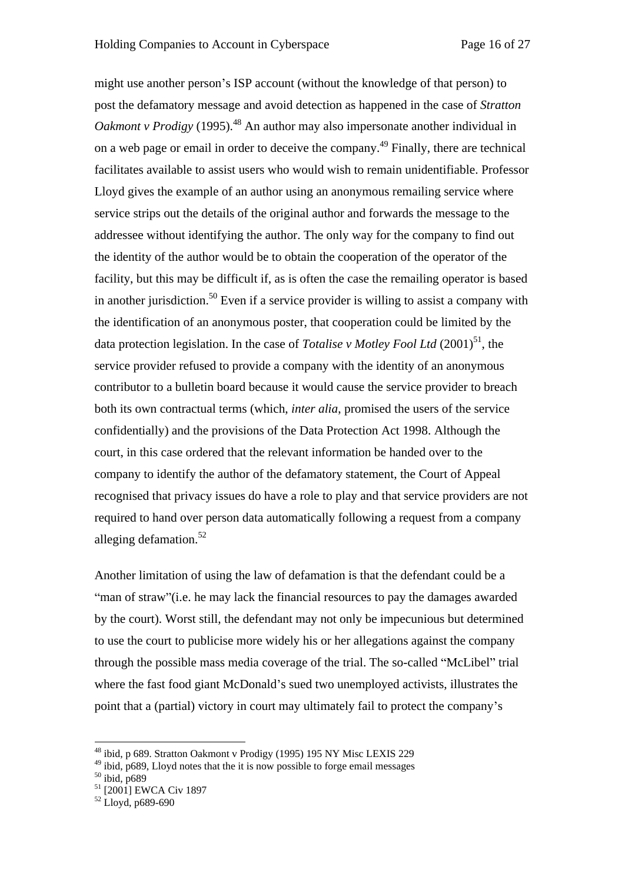might use another person's ISP account (without the knowledge of that person) to post the defamatory message and avoid detection as happened in the case of *Stratton Oakmont v Prodigy* (1995).[48] An author may also impersonate another individual in on a web page or email in order to deceive the company.[49] Finally, there are technical facilitates available to assist users who would wish to remain unidentifiable. Professor Lloyd gives the example of an author using an anonymous remailing service where service strips out the details of the original author and forwards the message to the addressee without identifying the author. The only way for the company to find out the identity of the author would be to obtain the cooperation of the operator of the facility, but this may be difficult if, as is often the case the remailing operator is based in another jurisdiction.[50] Even if a service provider is willing to assist a company with the identification of an anonymous poster, that cooperation could be limited by the data protection legislation. In the case of *Totalise v Motley Fool Ltd* (2001)[51], the service provider refused to provide a company with the identity of an anonymous contributor to a bulletin board because it would cause the service provider to breach both its own contractual terms (which, *inter alia*, promised the users of the service confidentially) and the provisions of the Data Protection Act 1998. Although the court, in this case ordered that the relevant information be handed over to the company to identify the author of the defamatory statement, the Court of Appeal recognised that privacy issues do have a role to play and that service providers are not required to hand over person data automatically following a request from a company alleging defamation.[52]

Another limitation of using the law of defamation is that the defendant could be a "man of straw"(i.e. he may lack the financial resources to pay the damages awarded by the court). Worst still, the defendant may not only be impecunious but determined to use the court to publicise more widely his or her allegations against the company through the possible mass media coverage of the trial. The so-called "McLibel" trial where the fast food giant McDonald's sued two unemployed activists, illustrates the point that a (partial) victory in court may ultimately fail to protect the company's

---

[48] ibid, p 689. Stratton Oakmont v Prodigy (1995) 195 NY Misc LEXIS 229

[49] ibid, p689, Lloyd notes that the it is now possible to forge email messages

[50] ibid, p689

[51] [2001] EWCA Civ 1897

[52] Lloyd, p689-690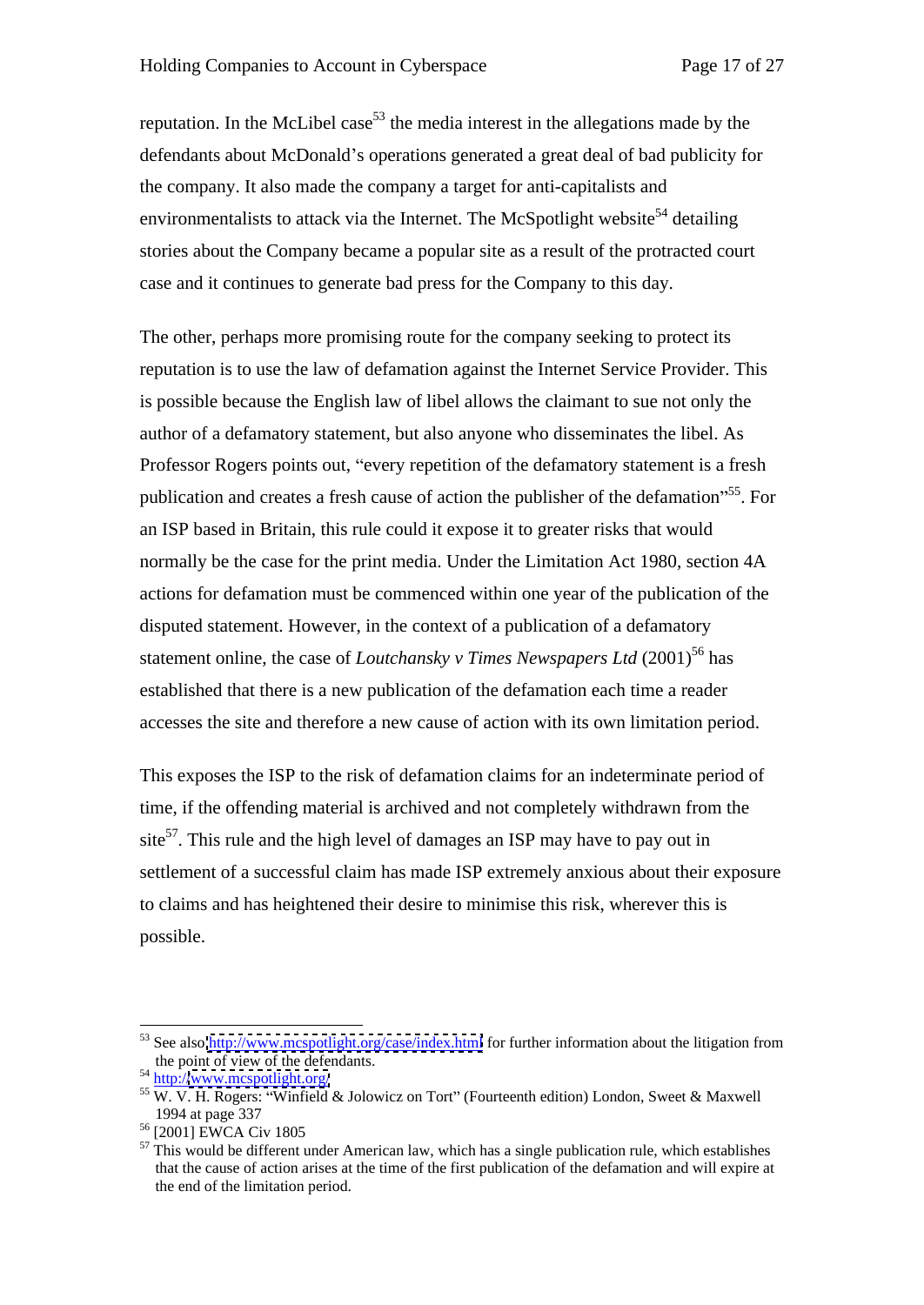reputation. In the McLibel case[53] the media interest in the allegations made by the defendants about McDonald's operations generated a great deal of bad publicity for the company. It also made the company a target for anti-capitalists and environmentalists to attack via the Internet. The McSpotlight website[54] detailing stories about the Company became a popular site as a result of the protracted court case and it continues to generate bad press for the Company to this day.

The other, perhaps more promising route for the company seeking to protect its reputation is to use the law of defamation against the Internet Service Provider. This is possible because the English law of libel allows the claimant to sue not only the author of a defamatory statement, but also anyone who disseminates the libel. As Professor Rogers points out, "every repetition of the defamatory statement is a fresh publication and creates a fresh cause of action the publisher of the defamation"[55]. For an ISP based in Britain, this rule could it expose it to greater risks that would normally be the case for the print media. Under the Limitation Act 1980, section 4A actions for defamation must be commenced within one year of the publication of the disputed statement. However, in the context of a publication of a defamatory statement online, the case of *Loutchansky v Times Newspapers Ltd* (2001)[56] has established that there is a new publication of the defamation each time a reader accesses the site and therefore a new cause of action with its own limitation period.

This exposes the ISP to the risk of defamation claims for an indeterminate period of time, if the offending material is archived and not completely withdrawn from the site[57]. This rule and the high level of damages an ISP may have to pay out in settlement of a successful claim has made ISP extremely anxious about their exposure to claims and has heightened their desire to minimise this risk, wherever this is possible.

---

[53] See also http://www.mcspotlight.org/case/index.html for further information about the litigation from the point of view of the defendants.

[54] http://www.mcspotlight.org/

[55] W. V. H. Rogers: "Winfield & Jolowicz on Tort" (Fourteenth edition) London, Sweet & Maxwell 1994 at page 337

[56] [2001] EWCA Civ 1805

[57] This would be different under American law, which has a single publication rule, which establishes that the cause of action arises at the time of the first publication of the defamation and will expire at the end of the limitation period.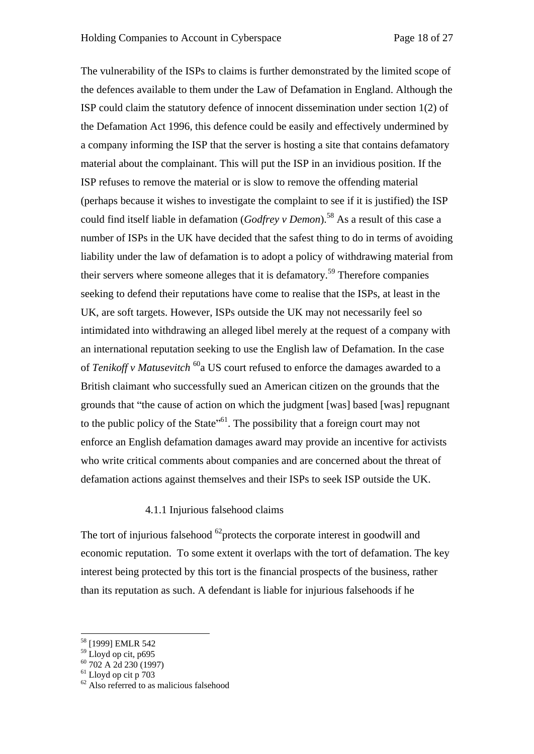The vulnerability of the ISPs to claims is further demonstrated by the limited scope of the defences available to them under the Law of Defamation in England. Although the ISP could claim the statutory defence of innocent dissemination under section 1(2) of the Defamation Act 1996, this defence could be easily and effectively undermined by a company informing the ISP that the server is hosting a site that contains defamatory material about the complainant. This will put the ISP in an invidious position. If the ISP refuses to remove the material or is slow to remove the offending material (perhaps because it wishes to investigate the complaint to see if it is justified) the ISP could find itself liable in defamation (*Godfrey v Demon*).[58] As a result of this case a number of ISPs in the UK have decided that the safest thing to do in terms of avoiding liability under the law of defamation is to adopt a policy of withdrawing material from their servers where someone alleges that it is defamatory.[59] Therefore companies seeking to defend their reputations have come to realise that the ISPs, at least in the UK, are soft targets. However, ISPs outside the UK may not necessarily feel so intimidated into withdrawing an alleged libel merely at the request of a company with an international reputation seeking to use the English law of Defamation. In the case of *Tenikoff v Matusevitch* [60]a US court refused to enforce the damages awarded to a British claimant who successfully sued an American citizen on the grounds that the grounds that "the cause of action on which the judgment [was] based [was] repugnant to the public policy of the State"[61]. The possibility that a foreign court may not enforce an English defamation damages award may provide an incentive for activists who write critical comments about companies and are concerned about the threat of defamation actions against themselves and their ISPs to seek ISP outside the UK.

#### 4.1.1 Injurious falsehood claims

The tort of injurious falsehood [62]protects the corporate interest in goodwill and economic reputation. To some extent it overlaps with the tort of defamation. The key interest being protected by this tort is the financial prospects of the business, rather than its reputation as such. A defendant is liable for injurious falsehoods if he

---

[58] [1999] EMLR 542

[59] Lloyd op cit, p695

[60] 702 A 2d 230 (1997)

[61] Lloyd op cit p 703

[62] Also referred to as malicious falsehood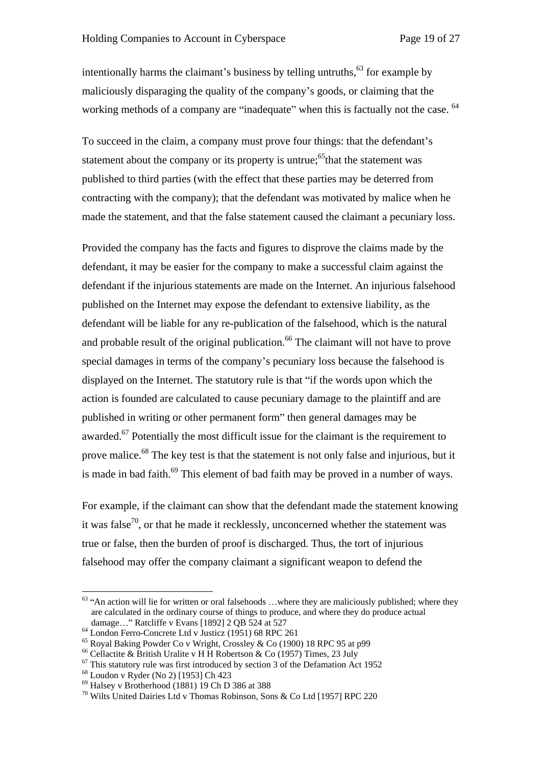intentionally harms the claimant's business by telling untruths,[63] for example by maliciously disparaging the quality of the company's goods, or claiming that the working methods of a company are "inadequate" when this is factually not the case. [64]

To succeed in the claim, a company must prove four things: that the defendant's statement about the company or its property is untrue;[65]that the statement was published to third parties (with the effect that these parties may be deterred from contracting with the company); that the defendant was motivated by malice when he made the statement, and that the false statement caused the claimant a pecuniary loss.

Provided the company has the facts and figures to disprove the claims made by the defendant, it may be easier for the company to make a successful claim against the defendant if the injurious statements are made on the Internet. An injurious falsehood published on the Internet may expose the defendant to extensive liability, as the defendant will be liable for any re-publication of the falsehood, which is the natural and probable result of the original publication.[66] The claimant will not have to prove special damages in terms of the company's pecuniary loss because the falsehood is displayed on the Internet. The statutory rule is that "if the words upon which the action is founded are calculated to cause pecuniary damage to the plaintiff and are published in writing or other permanent form" then general damages may be awarded.[67] Potentially the most difficult issue for the claimant is the requirement to prove malice.[68] The key test is that the statement is not only false and injurious, but it is made in bad faith.[69] This element of bad faith may be proved in a number of ways.

For example, if the claimant can show that the defendant made the statement knowing it was false[70], or that he made it recklessly, unconcerned whether the statement was true or false, then the burden of proof is discharged. Thus, the tort of injurious falsehood may offer the company claimant a significant weapon to defend the

---

[63] "An action will lie for written or oral falsehoods …where they are maliciously published; where they are calculated in the ordinary course of things to produce, and where they do produce actual damage…" Ratcliffe v Evans [1892] 2 QB 524 at 527

[64] London Ferro-Concrete Ltd v Justicz (1951) 68 RPC 261

[65] Royal Baking Powder Co v Wright, Crossley & Co (1900) 18 RPC 95 at p99

[66] Cellactite & British Uralite v H H Robertson & Co (1957) Times, 23 July

[67] This statutory rule was first introduced by section 3 of the Defamation Act 1952

[68] Loudon v Ryder (No 2) [1953] Ch 423

[69] Halsey v Brotherhood (1881) 19 Ch D 386 at 388

[70] Wilts United Dairies Ltd v Thomas Robinson, Sons & Co Ltd [1957] RPC 220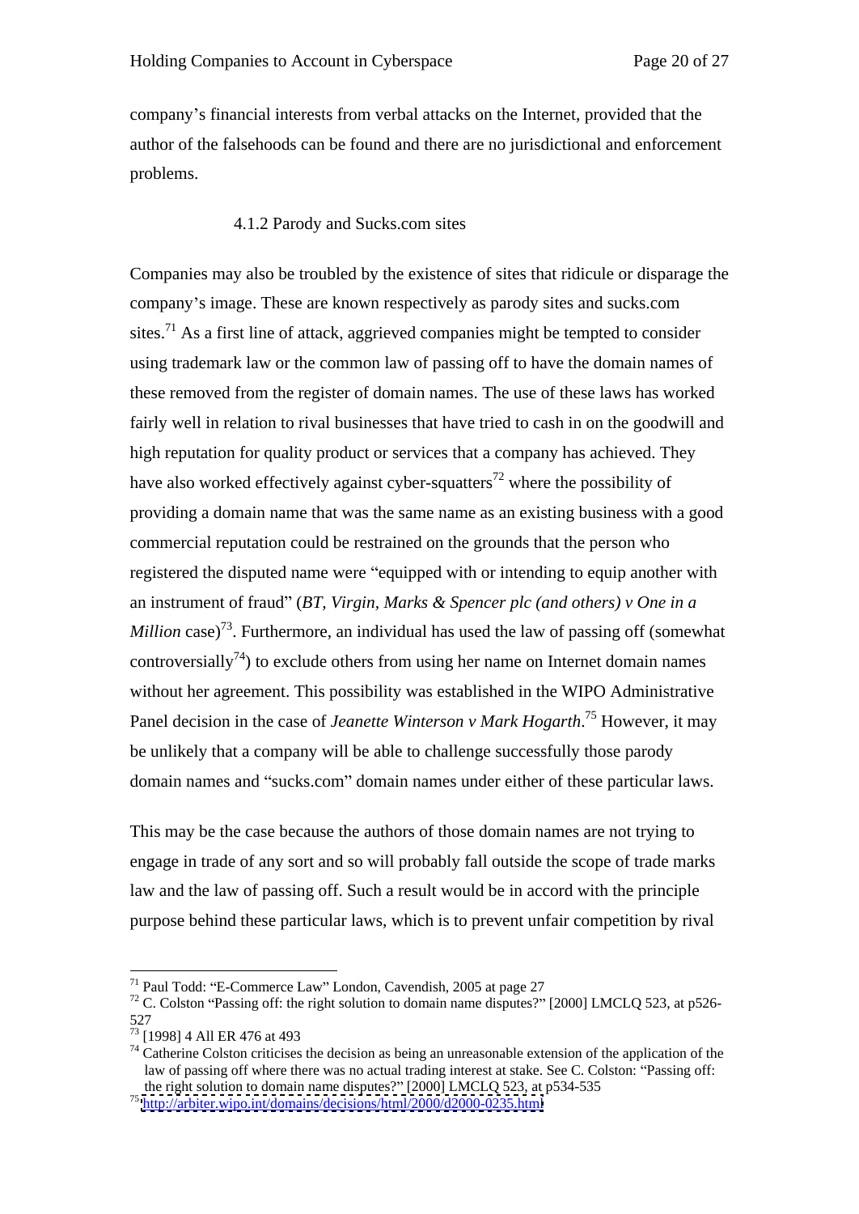company's financial interests from verbal attacks on the Internet, provided that the author of the falsehoods can be found and there are no jurisdictional and enforcement problems.

#### 4.1.2 Parody and Sucks.com sites

Companies may also be troubled by the existence of sites that ridicule or disparage the company's image. These are known respectively as parody sites and sucks.com sites.[71] As a first line of attack, aggrieved companies might be tempted to consider using trademark law or the common law of passing off to have the domain names of these removed from the register of domain names. The use of these laws has worked fairly well in relation to rival businesses that have tried to cash in on the goodwill and high reputation for quality product or services that a company has achieved. They have also worked effectively against cyber-squatters[72] where the possibility of providing a domain name that was the same name as an existing business with a good commercial reputation could be restrained on the grounds that the person who registered the disputed name were "equipped with or intending to equip another with an instrument of fraud" (*BT, Virgin, Marks & Spencer plc (and others) v One in a Million* case)[73]. Furthermore, an individual has used the law of passing off (somewhat controversially[74]) to exclude others from using her name on Internet domain names without her agreement. This possibility was established in the WIPO Administrative Panel decision in the case of *Jeanette Winterson v Mark Hogarth*.[75] However, it may be unlikely that a company will be able to challenge successfully those parody domain names and "sucks.com" domain names under either of these particular laws.

This may be the case because the authors of those domain names are not trying to engage in trade of any sort and so will probably fall outside the scope of trade marks law and the law of passing off. Such a result would be in accord with the principle purpose behind these particular laws, which is to prevent unfair competition by rival

---

[71] Paul Todd: "E-Commerce Law" London, Cavendish, 2005 at page 27

[72] C. Colston "Passing off: the right solution to domain name disputes?" [2000] LMCLQ 523, at p526-527

[73] [1998] 4 All ER 476 at 493

[74] Catherine Colston criticises the decision as being an unreasonable extension of the application of the law of passing off where there was no actual trading interest at stake. See C. Colston: "Passing off: the right solution to domain name disputes?" [2000] LMCLQ 523, at p534-535

[75] http://arbiter.wipo.int/domains/decisions/html/2000/d2000-0235.html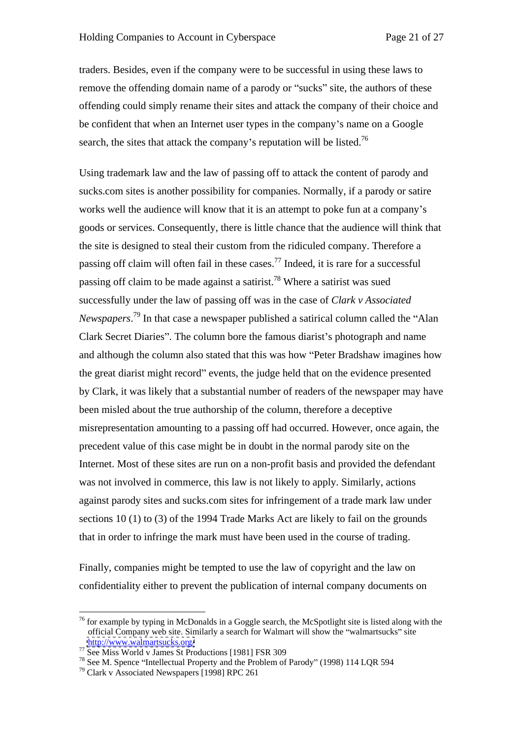traders. Besides, even if the company were to be successful in using these laws to remove the offending domain name of a parody or "sucks" site, the authors of these offending could simply rename their sites and attack the company of their choice and be confident that when an Internet user types in the company's name on a Google search, the sites that attack the company's reputation will be listed.[76]

Using trademark law and the law of passing off to attack the content of parody and sucks.com sites is another possibility for companies. Normally, if a parody or satire works well the audience will know that it is an attempt to poke fun at a company's goods or services. Consequently, there is little chance that the audience will think that the site is designed to steal their custom from the ridiculed company. Therefore a passing off claim will often fail in these cases.[77] Indeed, it is rare for a successful passing off claim to be made against a satirist.[78] Where a satirist was sued successfully under the law of passing off was in the case of *Clark v Associated Newspapers*.[79] In that case a newspaper published a satirical column called the "Alan Clark Secret Diaries". The column bore the famous diarist's photograph and name and although the column also stated that this was how "Peter Bradshaw imagines how the great diarist might record" events, the judge held that on the evidence presented by Clark, it was likely that a substantial number of readers of the newspaper may have been misled about the true authorship of the column, therefore a deceptive misrepresentation amounting to a passing off had occurred. However, once again, the precedent value of this case might be in doubt in the normal parody site on the Internet. Most of these sites are run on a non-profit basis and provided the defendant was not involved in commerce, this law is not likely to apply. Similarly, actions against parody sites and sucks.com sites for infringement of a trade mark law under sections 10 (1) to (3) of the 1994 Trade Marks Act are likely to fail on the grounds that in order to infringe the mark must have been used in the course of trading.

Finally, companies might be tempted to use the law of copyright and the law on confidentiality either to prevent the publication of internal company documents on

---

[76] for example by typing in McDonalds in a Goggle search, the McSpotlight site is listed along with the official Company web site. Similarly a search for Walmart will show the "walmartsucks" site http://www.walmartsucks.org/

[77] See Miss World v James St Productions [1981] FSR 309

[78] See M. Spence "Intellectual Property and the Problem of Parody" (1998) 114 LQR 594

[79] Clark v Associated Newspapers [1998] RPC 261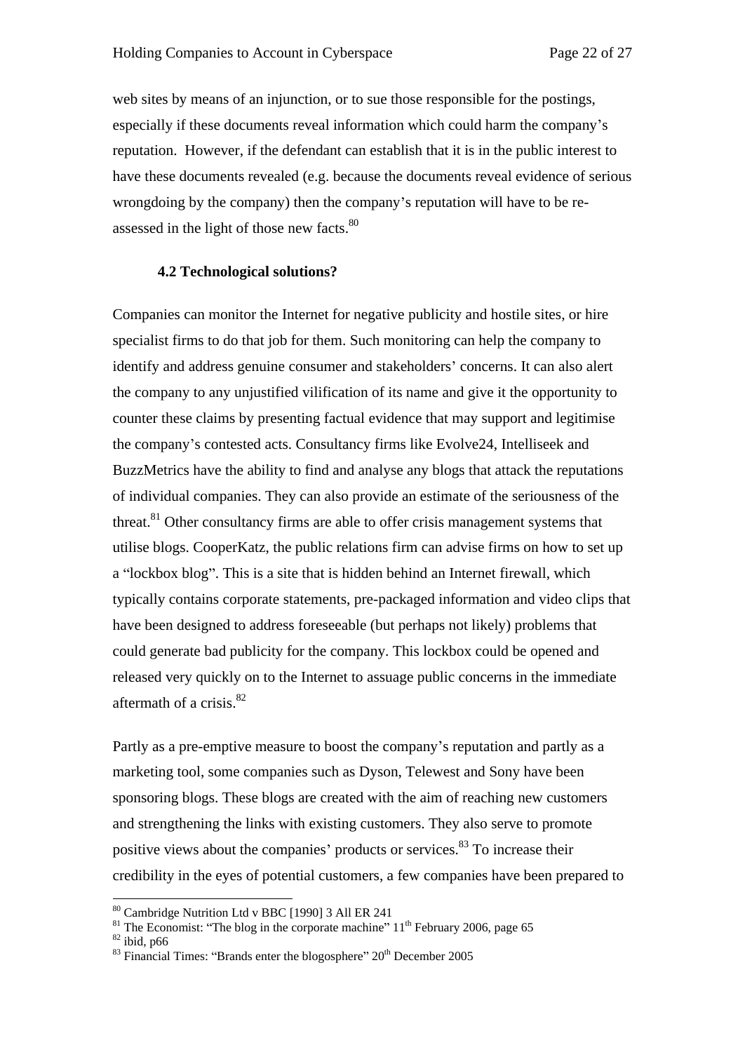web sites by means of an injunction, or to sue those responsible for the postings, especially if these documents reveal information which could harm the company's reputation. However, if the defendant can establish that it is in the public interest to have these documents revealed (e.g. because the documents reveal evidence of serious wrongdoing by the company) then the company's reputation will have to be re-assessed in the light of those new facts.[80]

### 4.2 Technological solutions?

Companies can monitor the Internet for negative publicity and hostile sites, or hire specialist firms to do that job for them. Such monitoring can help the company to identify and address genuine consumer and stakeholders' concerns. It can also alert the company to any unjustified vilification of its name and give it the opportunity to counter these claims by presenting factual evidence that may support and legitimise the company's contested acts. Consultancy firms like Evolve24, Intelliseek and BuzzMetrics have the ability to find and analyse any blogs that attack the reputations of individual companies. They can also provide an estimate of the seriousness of the threat.[81] Other consultancy firms are able to offer crisis management systems that utilise blogs. CooperKatz, the public relations firm can advise firms on how to set up a "lockbox blog". This is a site that is hidden behind an Internet firewall, which typically contains corporate statements, pre-packaged information and video clips that have been designed to address foreseeable (but perhaps not likely) problems that could generate bad publicity for the company. This lockbox could be opened and released very quickly on to the Internet to assuage public concerns in the immediate aftermath of a crisis.[82]

Partly as a pre-emptive measure to boost the company's reputation and partly as a marketing tool, some companies such as Dyson, Telewest and Sony have been sponsoring blogs. These blogs are created with the aim of reaching new customers and strengthening the links with existing customers. They also serve to promote positive views about the companies' products or services.[83] To increase their credibility in the eyes of potential customers, a few companies have been prepared to

---

[80] Cambridge Nutrition Ltd v BBC [1990] 3 All ER 241

[81] The Economist: "The blog in the corporate machine" 11th February 2006, page 65

[82] ibid, p66

[83] Financial Times: "Brands enter the blogosphere" 20th December 2005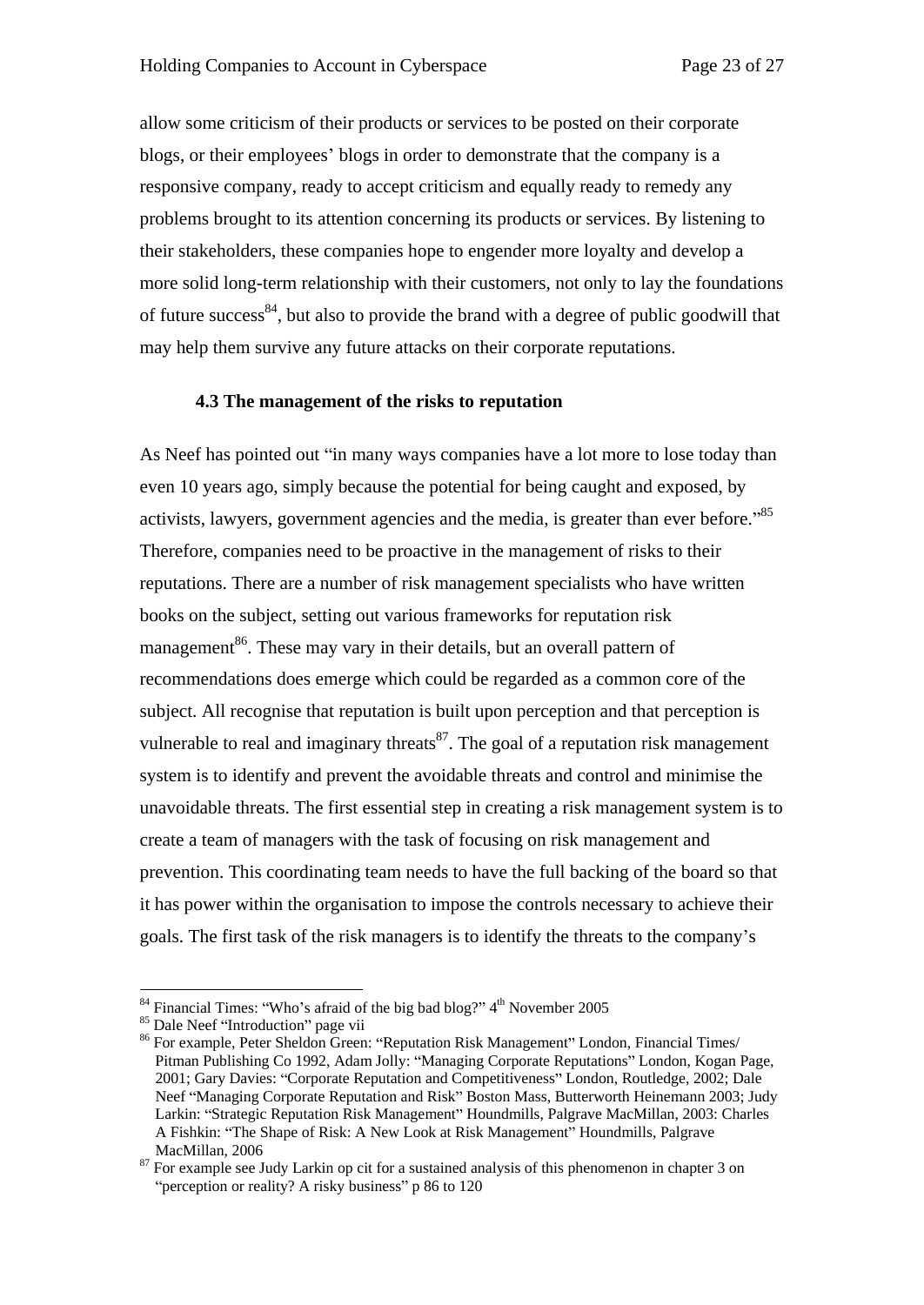allow some criticism of their products or services to be posted on their corporate blogs, or their employees' blogs in order to demonstrate that the company is a responsive company, ready to accept criticism and equally ready to remedy any problems brought to its attention concerning its products or services. By listening to their stakeholders, these companies hope to engender more loyalty and develop a more solid long-term relationship with their customers, not only to lay the foundations of future success[84], but also to provide the brand with a degree of public goodwill that may help them survive any future attacks on their corporate reputations.

### 4.3 The management of the risks to reputation

As Neef has pointed out "in many ways companies have a lot more to lose today than even 10 years ago, simply because the potential for being caught and exposed, by activists, lawyers, government agencies and the media, is greater than ever before."[85] Therefore, companies need to be proactive in the management of risks to their reputations. There are a number of risk management specialists who have written books on the subject, setting out various frameworks for reputation risk management[86]. These may vary in their details, but an overall pattern of recommendations does emerge which could be regarded as a common core of the subject. All recognise that reputation is built upon perception and that perception is vulnerable to real and imaginary threats[87]. The goal of a reputation risk management system is to identify and prevent the avoidable threats and control and minimise the unavoidable threats. The first essential step in creating a risk management system is to create a team of managers with the task of focusing on risk management and prevention. This coordinating team needs to have the full backing of the board so that it has power within the organisation to impose the controls necessary to achieve their goals. The first task of the risk managers is to identify the threats to the company's

---

[84] Financial Times: "Who's afraid of the big bad blog?" 4th November 2005

[85] Dale Neef "Introduction" page vii

[86] For example, Peter Sheldon Green: "Reputation Risk Management" London, Financial Times/ Pitman Publishing Co 1992, Adam Jolly: "Managing Corporate Reputations" London, Kogan Page, 2001; Gary Davies: "Corporate Reputation and Competitiveness" London, Routledge, 2002; Dale Neef "Managing Corporate Reputation and Risk" Boston Mass, Butterworth Heinemann 2003; Judy Larkin: "Strategic Reputation Risk Management" Houndmills, Palgrave MacMillan, 2003: Charles A Fishkin: "The Shape of Risk: A New Look at Risk Management" Houndmills, Palgrave MacMillan, 2006

[87] For example see Judy Larkin op cit for a sustained analysis of this phenomenon in chapter 3 on "perception or reality? A risky business" p 86 to 120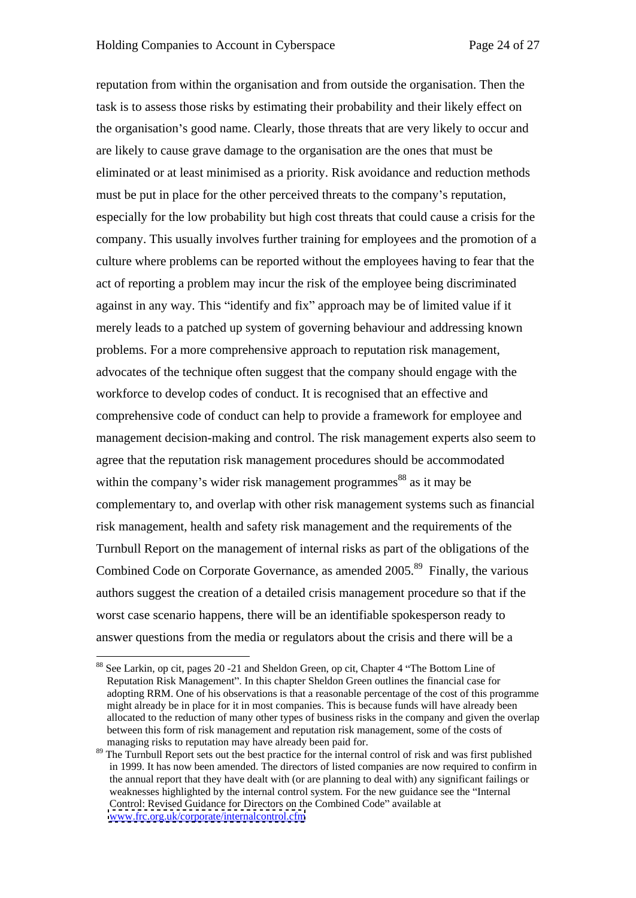reputation from within the organisation and from outside the organisation. Then the task is to assess those risks by estimating their probability and their likely effect on the organisation's good name. Clearly, those threats that are very likely to occur and are likely to cause grave damage to the organisation are the ones that must be eliminated or at least minimised as a priority. Risk avoidance and reduction methods must be put in place for the other perceived threats to the company's reputation, especially for the low probability but high cost threats that could cause a crisis for the company. This usually involves further training for employees and the promotion of a culture where problems can be reported without the employees having to fear that the act of reporting a problem may incur the risk of the employee being discriminated against in any way. This "identify and fix" approach may be of limited value if it merely leads to a patched up system of governing behaviour and addressing known problems. For a more comprehensive approach to reputation risk management, advocates of the technique often suggest that the company should engage with the workforce to develop codes of conduct. It is recognised that an effective and comprehensive code of conduct can help to provide a framework for employee and management decision-making and control. The risk management experts also seem to agree that the reputation risk management procedures should be accommodated within the company's wider risk management programmes[88] as it may be complementary to, and overlap with other risk management systems such as financial risk management, health and safety risk management and the requirements of the Turnbull Report on the management of internal risks as part of the obligations of the Combined Code on Corporate Governance, as amended 2005.[89] Finally, the various authors suggest the creation of a detailed crisis management procedure so that if the worst case scenario happens, there will be an identifiable spokesperson ready to answer questions from the media or regulators about the crisis and there will be a

---

[88] See Larkin, op cit, pages 20 -21 and Sheldon Green, op cit, Chapter 4 "The Bottom Line of Reputation Risk Management". In this chapter Sheldon Green outlines the financial case for adopting RRM. One of his observations is that a reasonable percentage of the cost of this programme might already be in place for it in most companies. This is because funds will have already been allocated to the reduction of many other types of business risks in the company and given the overlap between this form of risk management and reputation risk management, some of the costs of managing risks to reputation may have already been paid for.

[89] The Turnbull Report sets out the best practice for the internal control of risk and was first published in 1999. It has now been amended. The directors of listed companies are now required to confirm in the annual report that they have dealt with (or are planning to deal with) any significant failings or weaknesses highlighted by the internal control system. For the new guidance see the "Internal Control: Revised Guidance for Directors on the Combined Code" available at www.frc.org.uk/corporate/internalcontrol.cfm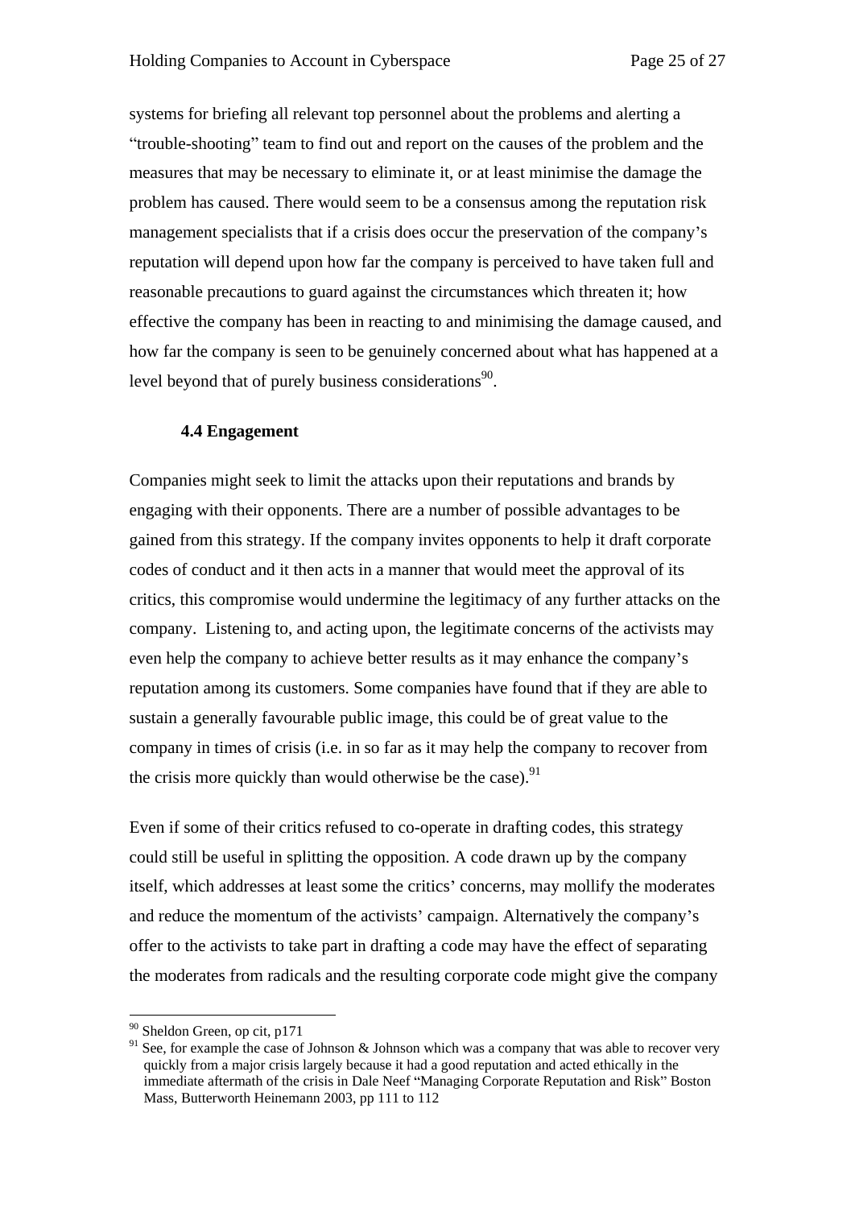systems for briefing all relevant top personnel about the problems and alerting a "trouble-shooting" team to find out and report on the causes of the problem and the measures that may be necessary to eliminate it, or at least minimise the damage the problem has caused. There would seem to be a consensus among the reputation risk management specialists that if a crisis does occur the preservation of the company's reputation will depend upon how far the company is perceived to have taken full and reasonable precautions to guard against the circumstances which threaten it; how effective the company has been in reacting to and minimising the damage caused, and how far the company is seen to be genuinely concerned about what has happened at a level beyond that of purely business considerations[90].

### 4.4 Engagement

Companies might seek to limit the attacks upon their reputations and brands by engaging with their opponents. There are a number of possible advantages to be gained from this strategy. If the company invites opponents to help it draft corporate codes of conduct and it then acts in a manner that would meet the approval of its critics, this compromise would undermine the legitimacy of any further attacks on the company. Listening to, and acting upon, the legitimate concerns of the activists may even help the company to achieve better results as it may enhance the company's reputation among its customers. Some companies have found that if they are able to sustain a generally favourable public image, this could be of great value to the company in times of crisis (i.e. in so far as it may help the company to recover from the crisis more quickly than would otherwise be the case).[91]

Even if some of their critics refused to co-operate in drafting codes, this strategy could still be useful in splitting the opposition. A code drawn up by the company itself, which addresses at least some the critics' concerns, may mollify the moderates and reduce the momentum of the activists' campaign. Alternatively the company's offer to the activists to take part in drafting a code may have the effect of separating the moderates from radicals and the resulting corporate code might give the company

---

[90] Sheldon Green, op cit, p171

[91] See, for example the case of Johnson & Johnson which was a company that was able to recover very quickly from a major crisis largely because it had a good reputation and acted ethically in the immediate aftermath of the crisis in Dale Neef "Managing Corporate Reputation and Risk" Boston Mass, Butterworth Heinemann 2003, pp 111 to 112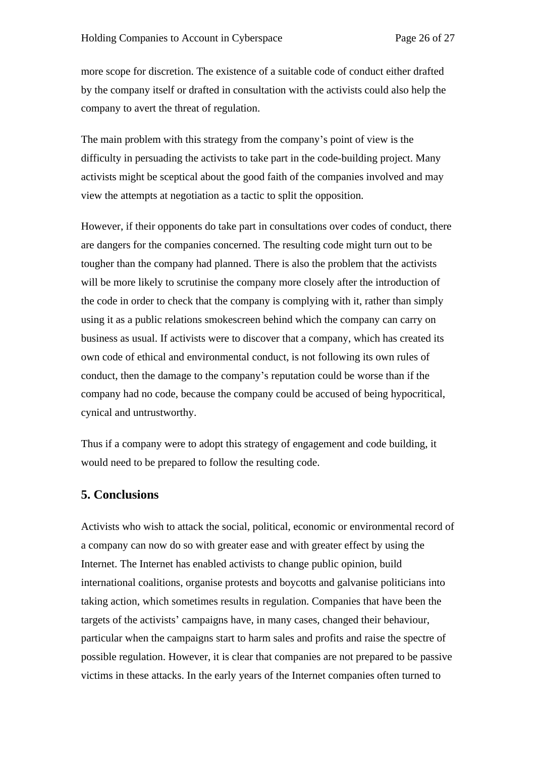more scope for discretion. The existence of a suitable code of conduct either drafted by the company itself or drafted in consultation with the activists could also help the company to avert the threat of regulation.

The main problem with this strategy from the company's point of view is the difficulty in persuading the activists to take part in the code-building project. Many activists might be sceptical about the good faith of the companies involved and may view the attempts at negotiation as a tactic to split the opposition.

However, if their opponents do take part in consultations over codes of conduct, there are dangers for the companies concerned. The resulting code might turn out to be tougher than the company had planned. There is also the problem that the activists will be more likely to scrutinise the company more closely after the introduction of the code in order to check that the company is complying with it, rather than simply using it as a public relations smokescreen behind which the company can carry on business as usual. If activists were to discover that a company, which has created its own code of ethical and environmental conduct, is not following its own rules of conduct, then the damage to the company's reputation could be worse than if the company had no code, because the company could be accused of being hypocritical, cynical and untrustworthy.

Thus if a company were to adopt this strategy of engagement and code building, it would need to be prepared to follow the resulting code.

## 5. Conclusions

Activists who wish to attack the social, political, economic or environmental record of a company can now do so with greater ease and with greater effect by using the Internet. The Internet has enabled activists to change public opinion, build international coalitions, organise protests and boycotts and galvanise politicians into taking action, which sometimes results in regulation. Companies that have been the targets of the activists' campaigns have, in many cases, changed their behaviour, particular when the campaigns start to harm sales and profits and raise the spectre of possible regulation. However, it is clear that companies are not prepared to be passive victims in these attacks. In the early years of the Internet companies often turned to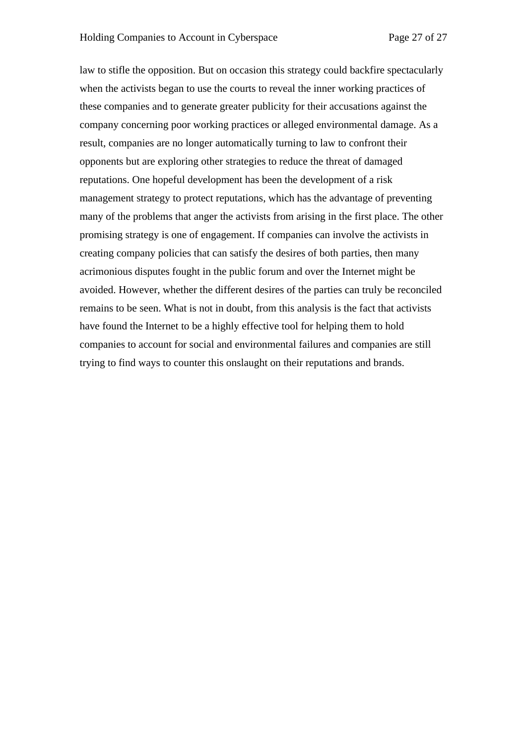law to stifle the opposition. But on occasion this strategy could backfire spectacularly when the activists began to use the courts to reveal the inner working practices of these companies and to generate greater publicity for their accusations against the company concerning poor working practices or alleged environmental damage. As a result, companies are no longer automatically turning to law to confront their opponents but are exploring other strategies to reduce the threat of damaged reputations. One hopeful development has been the development of a risk management strategy to protect reputations, which has the advantage of preventing many of the problems that anger the activists from arising in the first place. The other promising strategy is one of engagement. If companies can involve the activists in creating company policies that can satisfy the desires of both parties, then many acrimonious disputes fought in the public forum and over the Internet might be avoided. However, whether the different desires of the parties can truly be reconciled remains to be seen. What is not in doubt, from this analysis is the fact that activists have found the Internet to be a highly effective tool for helping them to hold companies to account for social and environmental failures and companies are still trying to find ways to counter this onslaught on their reputations and brands.